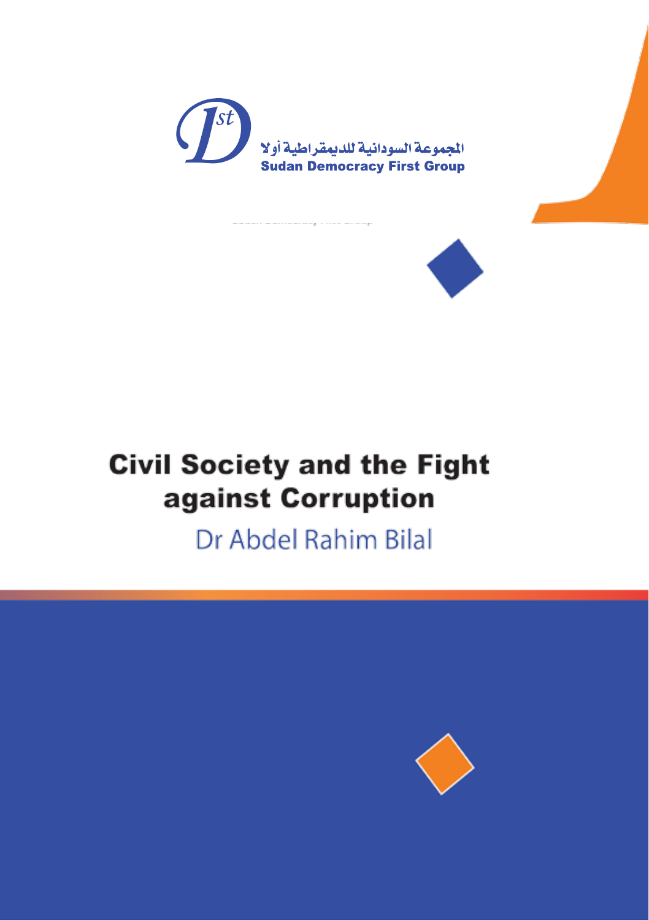المجموعة السودانية للديمقراطية أولا
Sudan Democracy First Group

# Civil Society and the Fight against Corruption

Dr Abdel Rahim Bilal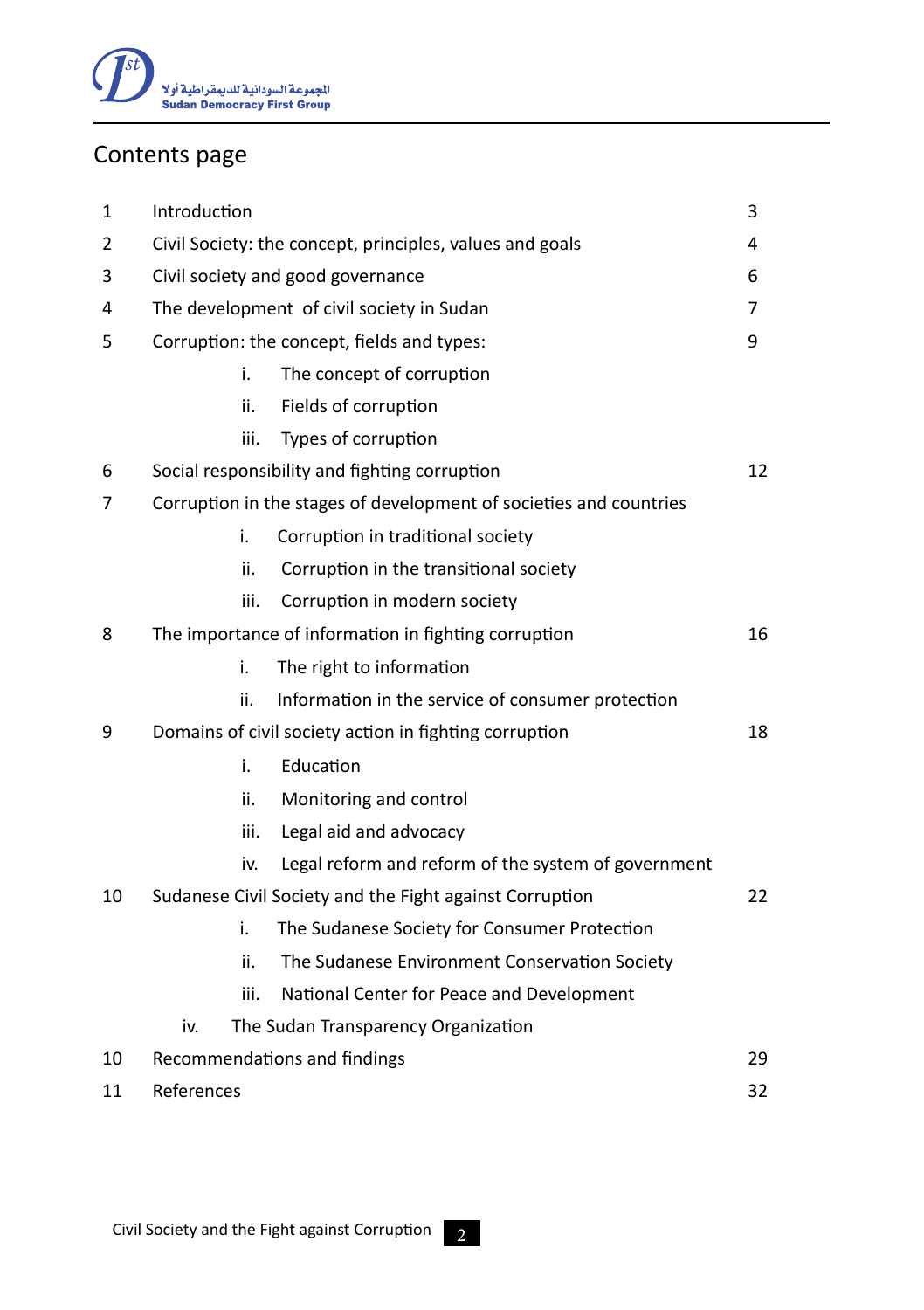# Contents page

| | | |
|---|---|---|
| 1 | Introduction | 3 |
| 2 | Civil Society: the concept, principles, values and goals | 4 |
| 3 | Civil society and good governance | 6 |
| 4 | The development of civil society in Sudan | 7 |
| 5 | Corruption: the concept, fields and types: | 9 |
| | i. The concept of corruption | |
| | ii. Fields of corruption | |
| | iii. Types of corruption | |
| 6 | Social responsibility and fighting corruption | 12 |
| 7 | Corruption in the stages of development of societies and countries | |
| | i. Corruption in traditional society | |
| | ii. Corruption in the transitional society | |
| | iii. Corruption in modern society | |
| 8 | The importance of information in fighting corruption | 16 |
| | i. The right to information | |
| | ii. Information in the service of consumer protection | |
| 9 | Domains of civil society action in fighting corruption | 18 |
| | i. Education | |
| | ii. Monitoring and control | |
| | iii. Legal aid and advocacy | |
| | iv. Legal reform and reform of the system of government | |
| 10 | Sudanese Civil Society and the Fight against Corruption | 22 |
| | i. The Sudanese Society for Consumer Protection | |
| | ii. The Sudanese Environment Conservation Society | |
| | iii. National Center for Peace and Development | |
| | iv. The Sudan Transparency Organization | |
| 10 | Recommendations and findings | 29 |
| 11 | References | 32 |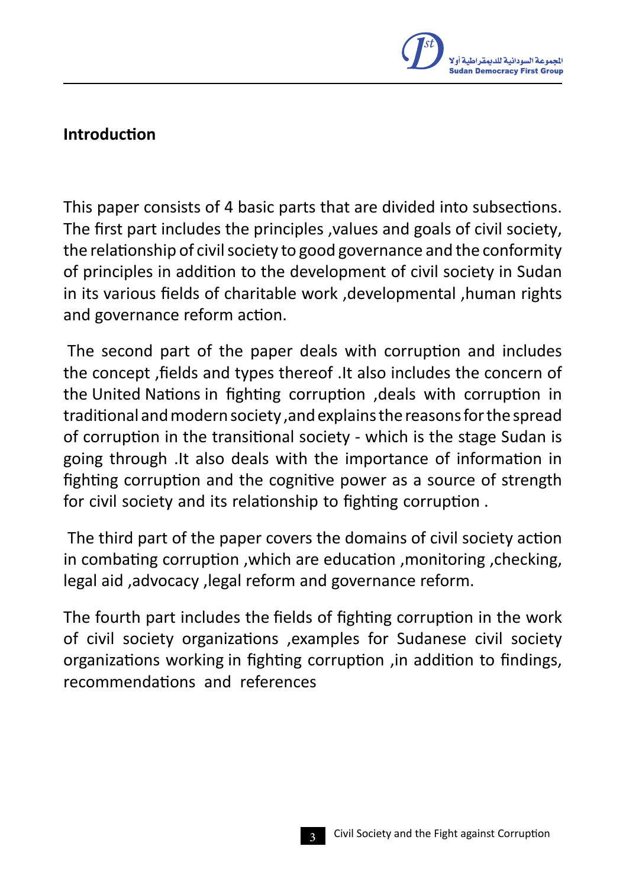## Introduction

This paper consists of 4 basic parts that are divided into subsections. The first part includes the principles ,values and goals of civil society, the relationship of civil society to good governance and the conformity of principles in addition to the development of civil society in Sudan in its various fields of charitable work ,developmental ,human rights and governance reform action.

The second part of the paper deals with corruption and includes the concept ,fields and types thereof .It also includes the concern of the United Nations in fighting corruption ,deals with corruption in traditional and modern society ,and explains the reasons for the spread of corruption in the transitional society - which is the stage Sudan is going through .It also deals with the importance of information in fighting corruption and the cognitive power as a source of strength for civil society and its relationship to fighting corruption .

The third part of the paper covers the domains of civil society action in combating corruption ,which are education ,monitoring ,checking, legal aid ,advocacy ,legal reform and governance reform.

The fourth part includes the fields of fighting corruption in the work of civil society organizations ,examples for Sudanese civil society organizations working in fighting corruption ,in addition to findings, recommendations and references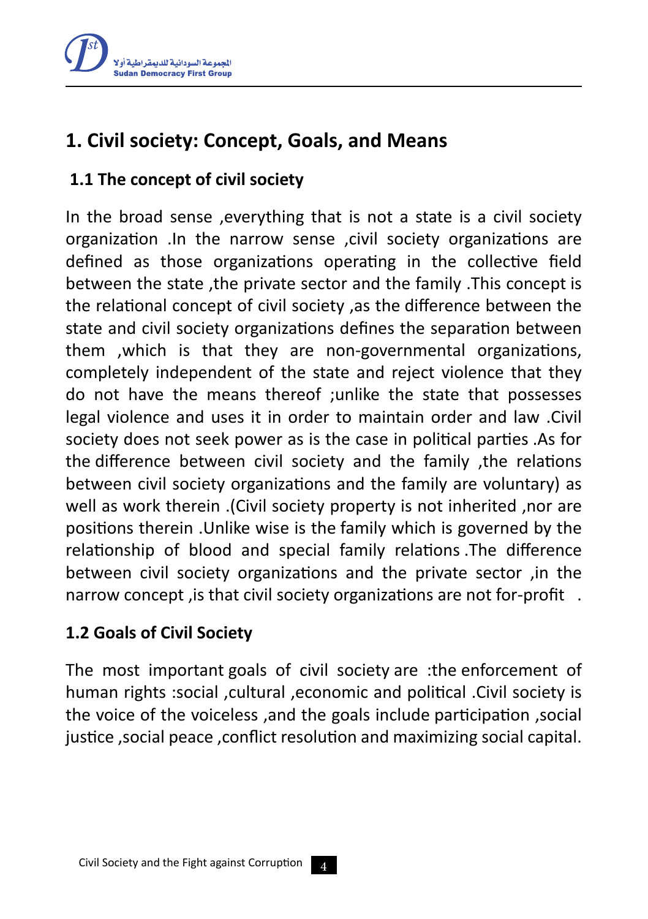# 1. Civil society: Concept, Goals, and Means

## 1.1 The concept of civil society

In the broad sense ,everything that is not a state is a civil society organization .In the narrow sense ,civil society organizations are defined as those organizations operating in the collective field between the state ,the private sector and the family .This concept is the relational concept of civil society ,as the difference between the state and civil society organizations defines the separation between them ,which is that they are non-governmental organizations, completely independent of the state and reject violence that they do not have the means thereof ;unlike the state that possesses legal violence and uses it in order to maintain order and law .Civil society does not seek power as is the case in political parties .As for the difference between civil society and the family ,the relations between civil society organizations and the family are voluntary) as well as work therein .(Civil society property is not inherited ,nor are positions therein .Unlike wise is the family which is governed by the relationship of blood and special family relations .The difference between civil society organizations and the private sector ,in the narrow concept ,is that civil society organizations are not for-profit .

## 1.2 Goals of Civil Society

The most important goals of civil society are :the enforcement of human rights :social ,cultural ,economic and political .Civil society is the voice of the voiceless ,and the goals include participation ,social justice ,social peace ,conflict resolution and maximizing social capital.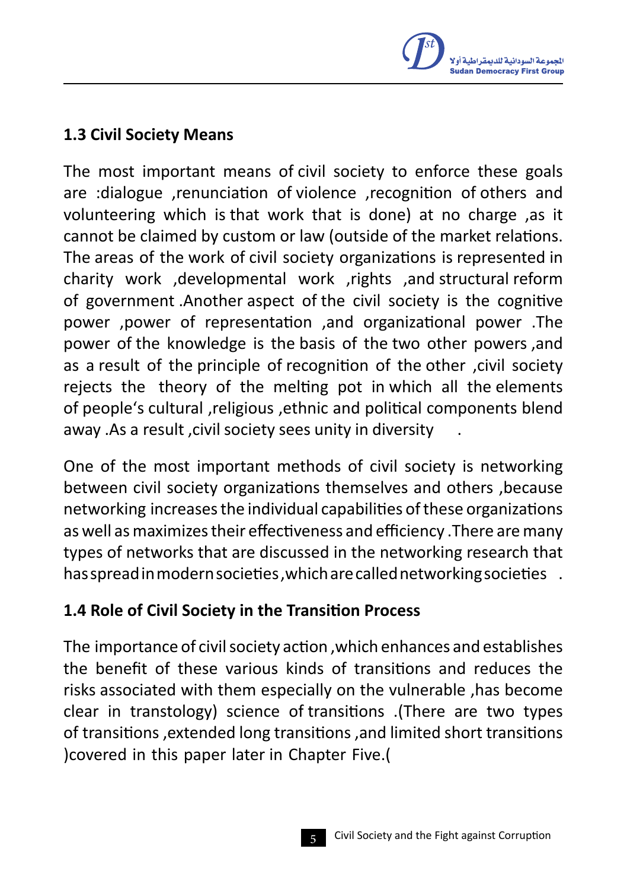## 1.3 Civil Society Means

The most important means of civil society to enforce these goals are :dialogue ,renunciation of violence ,recognition of others and volunteering which is that work that is done) at no charge ,as it cannot be claimed by custom or law (outside of the market relations. The areas of the work of civil society organizations is represented in charity work ,developmental work ,rights ,and structural reform of government .Another aspect of the civil society is the cognitive power ,power of representation ,and organizational power .The power of the knowledge is the basis of the two other powers ,and as a result of the principle of recognition of the other ,civil society rejects the theory of the melting pot in which all the elements of people's cultural ,religious ,ethnic and political components blend away .As a result ,civil society sees unity in diversity .

One of the most important methods of civil society is networking between civil society organizations themselves and others ,because networking increases the individual capabilities of these organizations as well as maximizes their effectiveness and efficiency .There are many types of networks that are discussed in the networking research that has spread in modern societies ,which are called networking societies .

## 1.4 Role of Civil Society in the Transition Process

The importance of civil society action ,which enhances and establishes the benefit of these various kinds of transitions and reduces the risks associated with them especially on the vulnerable ,has become clear in transtology) science of transitions .(There are two types of transitions ,extended long transitions ,and limited short transitions )covered in this paper later in Chapter Five.(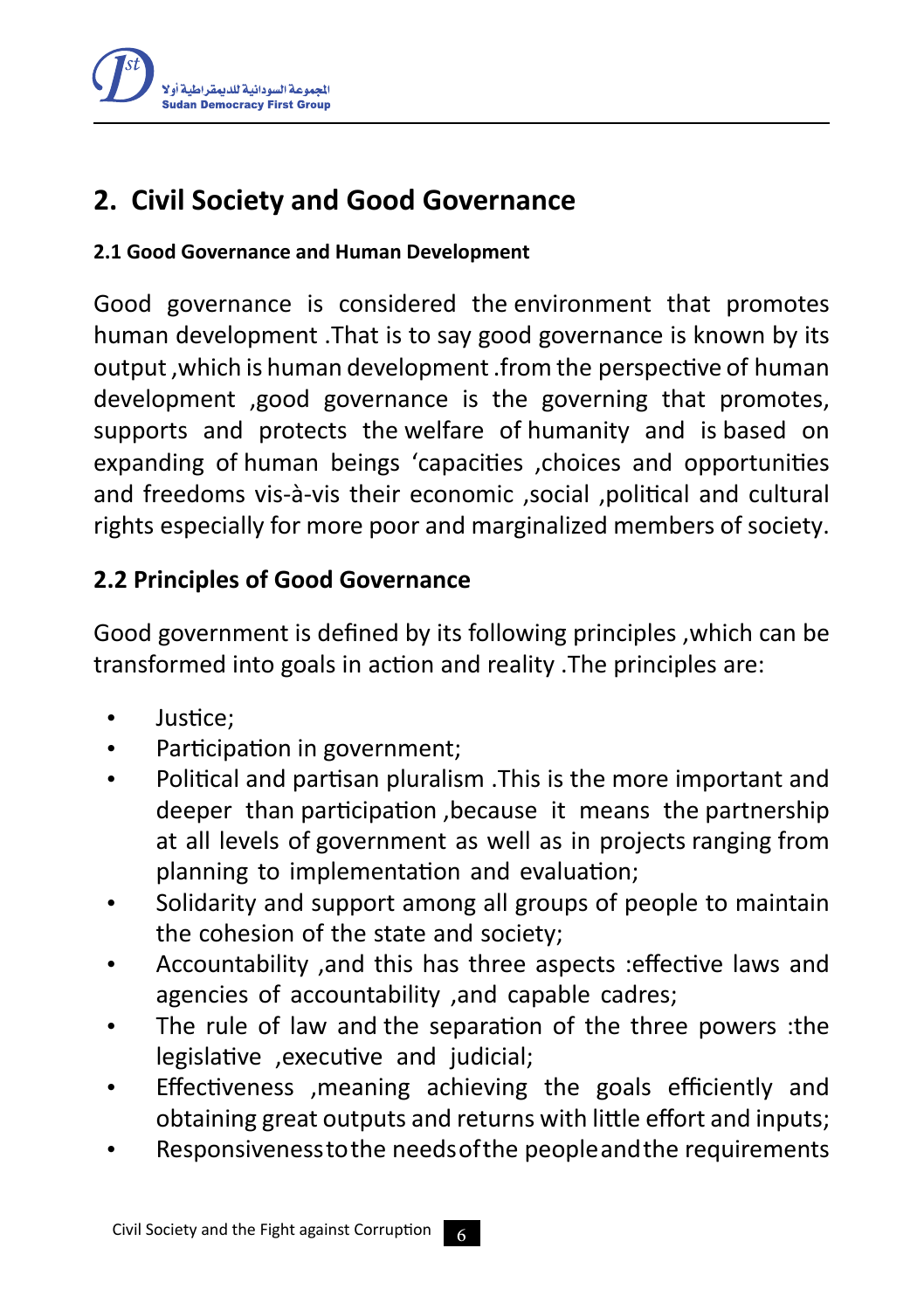## 2. Civil Society and Good Governance

### 2.1 Good Governance and Human Development

Good governance is considered the environment that promotes human development .That is to say good governance is known by its output ,which is human development .from the perspective of human development ,good governance is the governing that promotes, supports and protects the welfare of humanity and is based on expanding of human beings 'capacities ,choices and opportunities and freedoms vis-à-vis their economic ,social ,political and cultural rights especially for more poor and marginalized members of society.

### 2.2 Principles of Good Governance

Good government is defined by its following principles ,which can be transformed into goals in action and reality .The principles are:

- Justice;
- Participation in government;
- Political and partisan pluralism .This is the more important and deeper than participation ,because it means the partnership at all levels of government as well as in projects ranging from planning to implementation and evaluation;
- Solidarity and support among all groups of people to maintain the cohesion of the state and society;
- Accountability ,and this has three aspects :effective laws and agencies of accountability ,and capable cadres;
- The rule of law and the separation of the three powers :the legislative ,executive and judicial;
- Effectiveness ,meaning achieving the goals efficiently and obtaining great outputs and returns with little effort and inputs;
- Responsiveness to the needs of the people and the requirements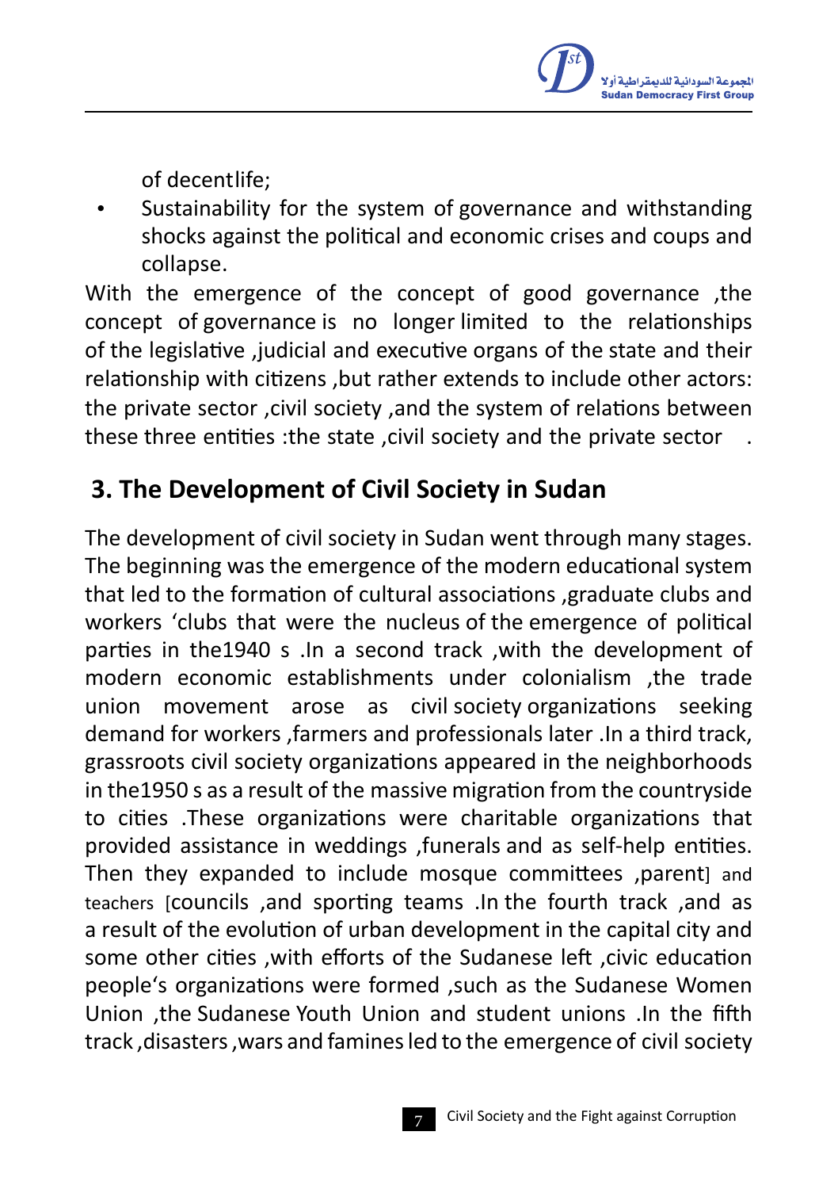of decentlife;

- Sustainability for the system of governance and withstanding shocks against the political and economic crises and coups and collapse.

With the emergence of the concept of good governance ,the concept of governance is no longer limited to the relationships of the legislative ,judicial and executive organs of the state and their relationship with citizens ,but rather extends to include other actors: the private sector ,civil society ,and the system of relations between these three entities :the state ,civil society and the private sector .

## 3. The Development of Civil Society in Sudan

The development of civil society in Sudan went through many stages. The beginning was the emergence of the modern educational system that led to the formation of cultural associations ,graduate clubs and workers 'clubs that were the nucleus of the emergence of political parties in the1940 s .In a second track ,with the development of modern economic establishments under colonialism ,the trade union movement arose as civil society organizations seeking demand for workers ,farmers and professionals later .In a third track, grassroots civil society organizations appeared in the neighborhoods in the1950 s as a result of the massive migration from the countryside to cities .These organizations were charitable organizations that provided assistance in weddings ,funerals and as self-help entities. Then they expanded to include mosque committees ,parent] and teachers [councils ,and sporting teams .In the fourth track ,and as a result of the evolution of urban development in the capital city and some other cities ,with efforts of the Sudanese left ,civic education people's organizations were formed ,such as the Sudanese Women Union ,the Sudanese Youth Union and student unions .In the fifth track ,disasters ,wars and famines led to the emergence of civil society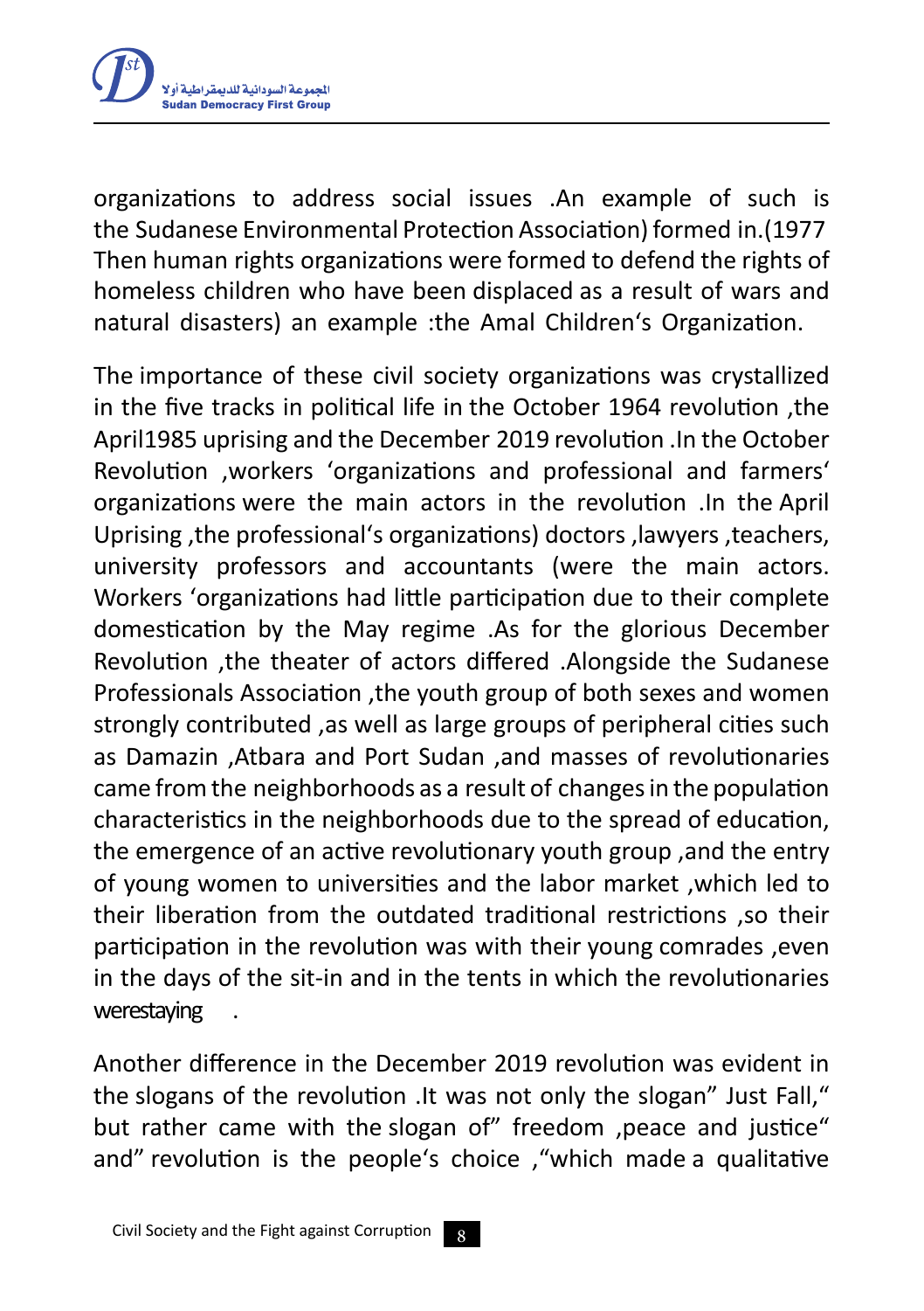organizations to address social issues .An example of such is the Sudanese Environmental Protection Association) formed in.(1977 Then human rights organizations were formed to defend the rights of homeless children who have been displaced as a result of wars and natural disasters) an example :the Amal Children's Organization.

The importance of these civil society organizations was crystallized in the five tracks in political life in the October 1964 revolution ,the April1985 uprising and the December 2019 revolution .In the October Revolution ,workers 'organizations and professional and farmers' organizations were the main actors in the revolution .In the April Uprising ,the professional's organizations) doctors ,lawyers ,teachers, university professors and accountants (were the main actors. Workers 'organizations had little participation due to their complete domestication by the May regime .As for the glorious December Revolution ,the theater of actors differed .Alongside the Sudanese Professionals Association ,the youth group of both sexes and women strongly contributed ,as well as large groups of peripheral cities such as Damazin ,Atbara and Port Sudan ,and masses of revolutionaries came from the neighborhoods as a result of changes in the population characteristics in the neighborhoods due to the spread of education, the emergence of an active revolutionary youth group ,and the entry of young women to universities and the labor market ,which led to their liberation from the outdated traditional restrictions ,so their participation in the revolution was with their young comrades ,even in the days of the sit-in and in the tents in which the revolutionaries werestaying .

Another difference in the December 2019 revolution was evident in the slogans of the revolution .It was not only the slogan" Just Fall," but rather came with the slogan of" freedom ,peace and justice" and" revolution is the people's choice ,"which made a qualitative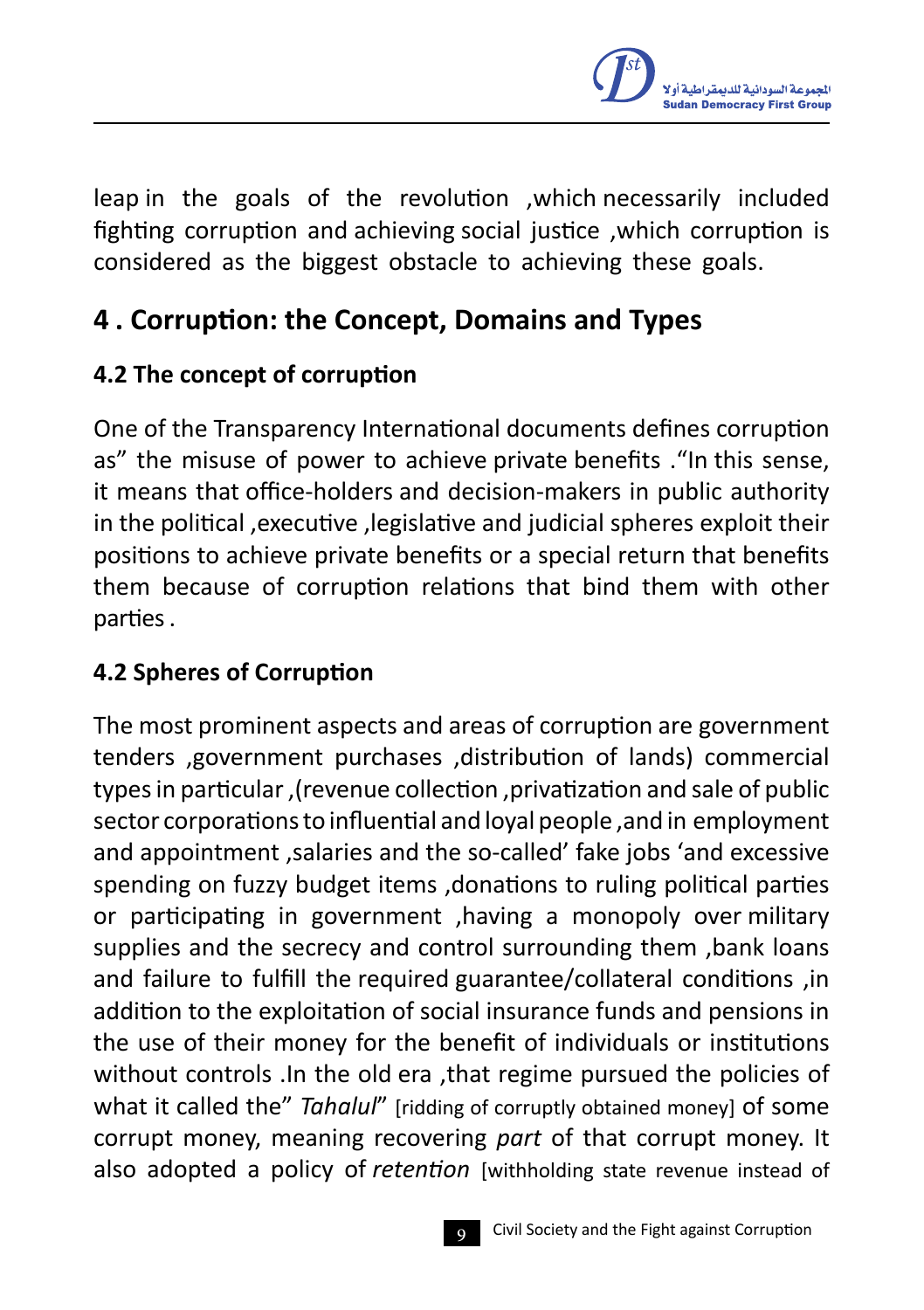leap in the goals of the revolution ,which necessarily included fighting corruption and achieving social justice ,which corruption is considered as the biggest obstacle to achieving these goals.

## 4 . Corruption: the Concept, Domains and Types

### 4.2 The concept of corruption

One of the Transparency International documents defines corruption as" the misuse of power to achieve private benefits ."In this sense, it means that office-holders and decision-makers in public authority in the political ,executive ,legislative and judicial spheres exploit their positions to achieve private benefits or a special return that benefits them because of corruption relations that bind them with other parties .

### 4.2 Spheres of Corruption

The most prominent aspects and areas of corruption are government tenders ,government purchases ,distribution of lands) commercial types in particular ,(revenue collection ,privatization and sale of public sector corporations to influential and loyal people ,and in employment and appointment ,salaries and the so-called' fake jobs 'and excessive spending on fuzzy budget items ,donations to ruling political parties or participating in government ,having a monopoly over military supplies and the secrecy and control surrounding them ,bank loans and failure to fulfill the required guarantee/collateral conditions ,in addition to the exploitation of social insurance funds and pensions in the use of their money for the benefit of individuals or institutions without controls .In the old era ,that regime pursued the policies of what it called the" *Tahalul*" [ridding of corruptly obtained money] of some corrupt money, meaning recovering *part* of that corrupt money. It also adopted a policy of *retention* [withholding state revenue instead of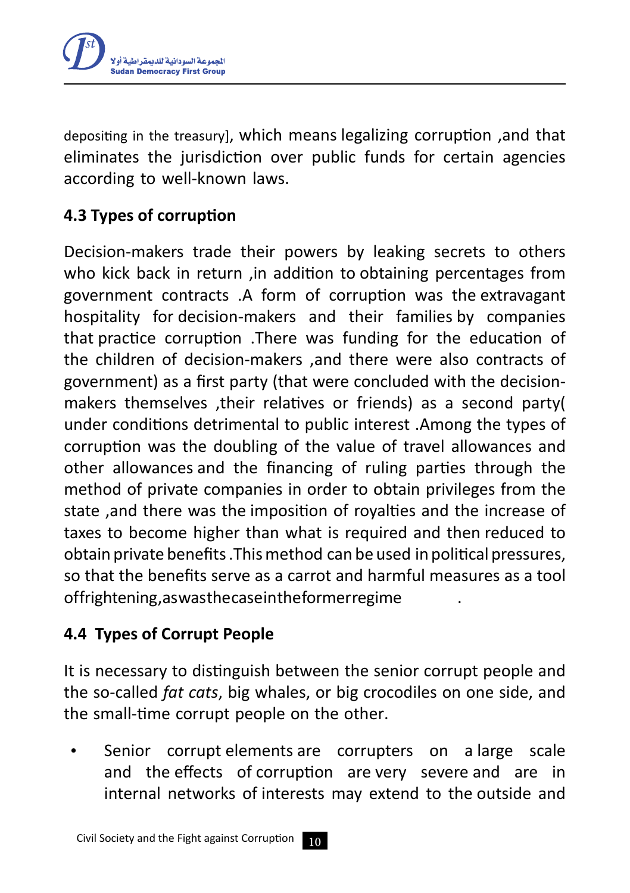depositing in the treasury], which means legalizing corruption ,and that eliminates the jurisdiction over public funds for certain agencies according to well-known laws.

### 4.3 Types of corruption

Decision-makers trade their powers by leaking secrets to others who kick back in return ,in addition to obtaining percentages from government contracts .A form of corruption was the extravagant hospitality for decision-makers and their families by companies that practice corruption .There was funding for the education of the children of decision-makers ,and there were also contracts of government) as a first party (that were concluded with the decision-makers themselves ,their relatives or friends) as a second party( under conditions detrimental to public interest .Among the types of corruption was the doubling of the value of travel allowances and other allowances and the financing of ruling parties through the method of private companies in order to obtain privileges from the state ,and there was the imposition of royalties and the increase of taxes to become higher than what is required and then reduced to obtain private benefits .This method can be used in political pressures, so that the benefits serve as a carrot and harmful measures as a tool offrightening,aswasthecaseintheformerregime .

### 4.4 Types of Corrupt People

It is necessary to distinguish between the senior corrupt people and the so-called *fat cats*, big whales, or big crocodiles on one side, and the small-time corrupt people on the other.

- Senior corrupt elements are corrupters on a large scale and the effects of corruption are very severe and are in internal networks of interests may extend to the outside and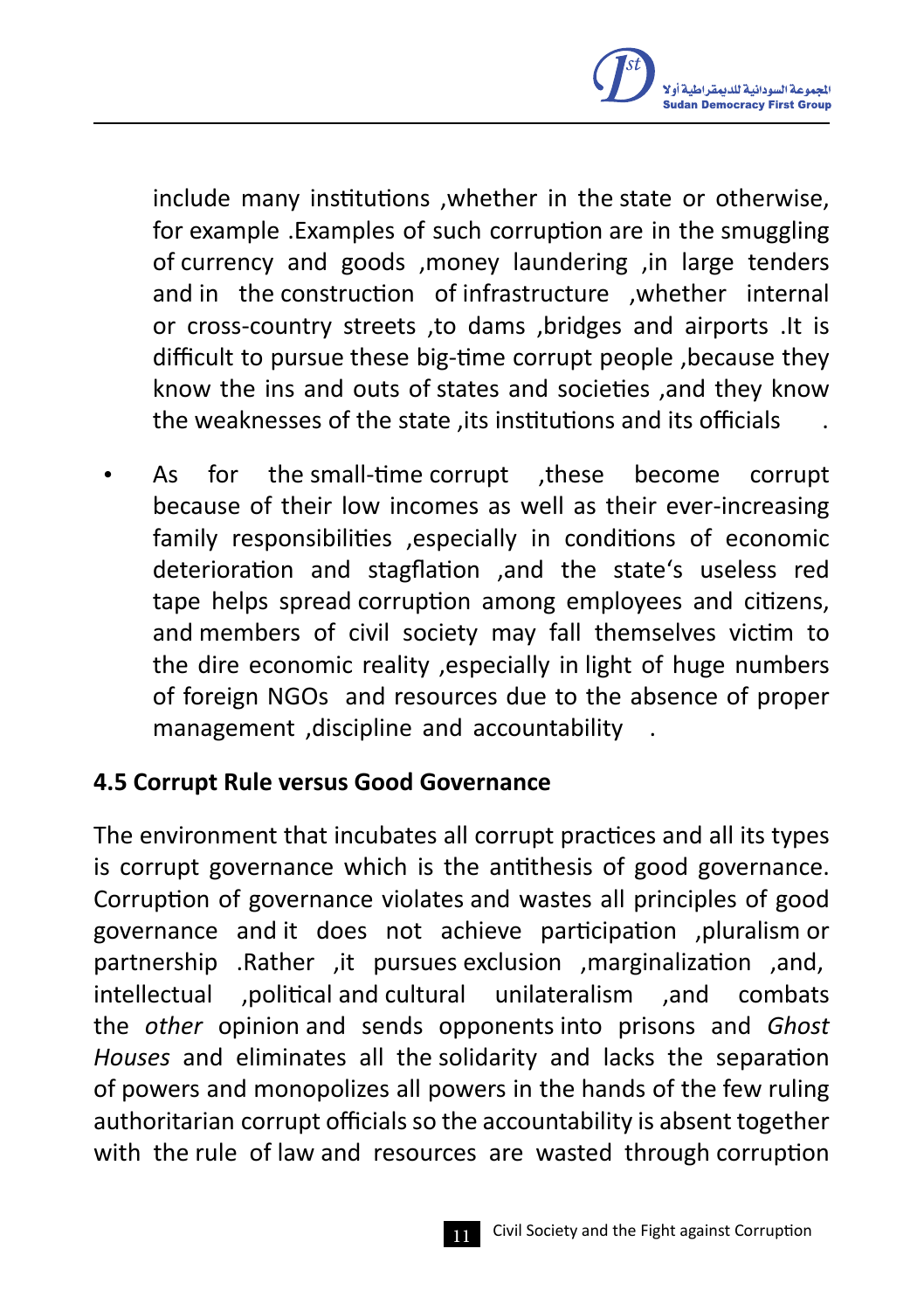include many institutions ,whether in the state or otherwise, for example .Examples of such corruption are in the smuggling of currency and goods ,money laundering ,in large tenders and in the construction of infrastructure ,whether internal or cross-country streets ,to dams ,bridges and airports .It is difficult to pursue these big-time corrupt people ,because they know the ins and outs of states and societies ,and they know the weaknesses of the state ,its institutions and its officials .

- As for the small-time corrupt ,these become corrupt because of their low incomes as well as their ever-increasing family responsibilities ,especially in conditions of economic deterioration and stagflation ,and the state's useless red tape helps spread corruption among employees and citizens, and members of civil society may fall themselves victim to the dire economic reality ,especially in light of huge numbers of foreign NGOs and resources due to the absence of proper management ,discipline and accountability .

### 4.5 Corrupt Rule versus Good Governance

The environment that incubates all corrupt practices and all its types is corrupt governance which is the antithesis of good governance. Corruption of governance violates and wastes all principles of good governance and it does not achieve participation ,pluralism or partnership .Rather ,it pursues exclusion ,marginalization ,and, intellectual ,political and cultural unilateralism ,and combats the *other* opinion and sends opponents into prisons and *Ghost Houses* and eliminates all the solidarity and lacks the separation of powers and monopolizes all powers in the hands of the few ruling authoritarian corrupt officials so the accountability is absent together with the rule of law and resources are wasted through corruption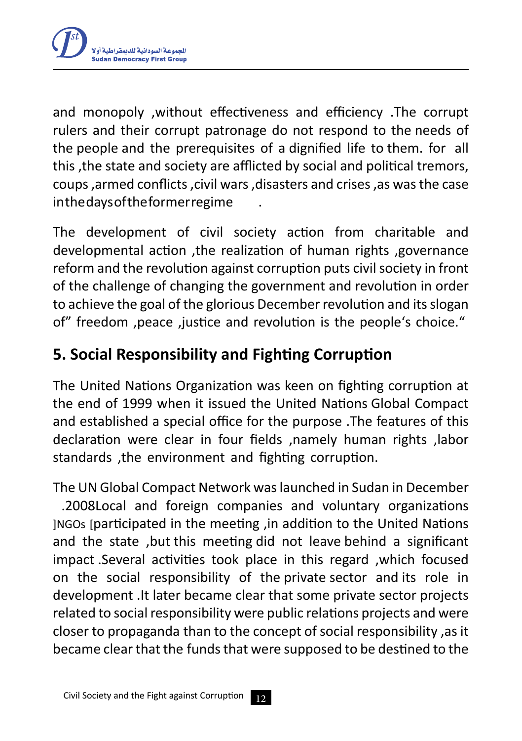and monopoly ,without effectiveness and efficiency .The corrupt rulers and their corrupt patronage do not respond to the needs of the people and the prerequisites of a dignified life to them. for all this ,the state and society are afflicted by social and political tremors, coups ,armed conflicts ,civil wars ,disasters and crises ,as was the case in the days of the former regime .

The development of civil society action from charitable and developmental action ,the realization of human rights ,governance reform and the revolution against corruption puts civil society in front of the challenge of changing the government and revolution in order to achieve the goal of the glorious December revolution and its slogan of" freedom ,peace ,justice and revolution is the people's choice."

## 5. Social Responsibility and Fighting Corruption

The United Nations Organization was keen on fighting corruption at the end of 1999 when it issued the United Nations Global Compact and established a special office for the purpose .The features of this declaration were clear in four fields ,namely human rights ,labor standards ,the environment and fighting corruption.

The UN Global Compact Network was launched in Sudan in December .2008Local and foreign companies and voluntary organizations ]NGOs [participated in the meeting ,in addition to the United Nations and the state ,but this meeting did not leave behind a significant impact .Several activities took place in this regard ,which focused on the social responsibility of the private sector and its role in development .It later became clear that some private sector projects related to social responsibility were public relations projects and were closer to propaganda than to the concept of social responsibility ,as it became clear that the funds that were supposed to be destined to the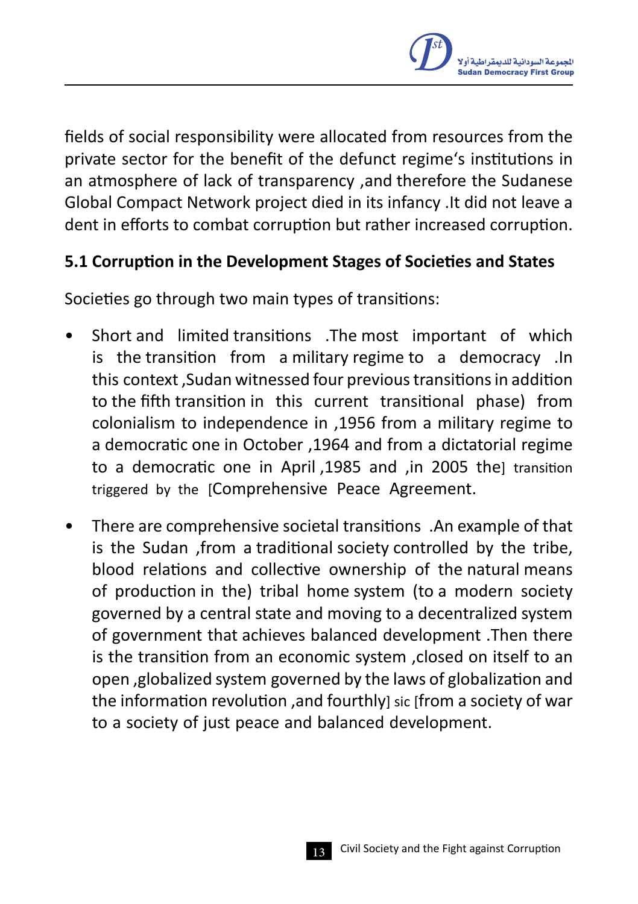fields of social responsibility were allocated from resources from the private sector for the benefit of the defunct regime's institutions in an atmosphere of lack of transparency ,and therefore the Sudanese Global Compact Network project died in its infancy .It did not leave a dent in efforts to combat corruption but rather increased corruption.

## 5.1 Corruption in the Development Stages of Societies and States

Societies go through two main types of transitions:

- Short and limited transitions .The most important of which is the transition from a military regime to a democracy .In this context ,Sudan witnessed four previous transitions in addition to the fifth transition in this current transitional phase) from colonialism to independence in ,1956 from a military regime to a democratic one in October ,1964 and from a dictatorial regime to a democratic one in April ,1985 and ,in 2005 the] transition triggered by the [Comprehensive Peace Agreement.
- There are comprehensive societal transitions .An example of that is the Sudan ,from a traditional society controlled by the tribe, blood relations and collective ownership of the natural means of production in the) tribal home system (to a modern society governed by a central state and moving to a decentralized system of government that achieves balanced development .Then there is the transition from an economic system ,closed on itself to an open ,globalized system governed by the laws of globalization and the information revolution ,and fourthly] sic [from a society of war to a society of just peace and balanced development.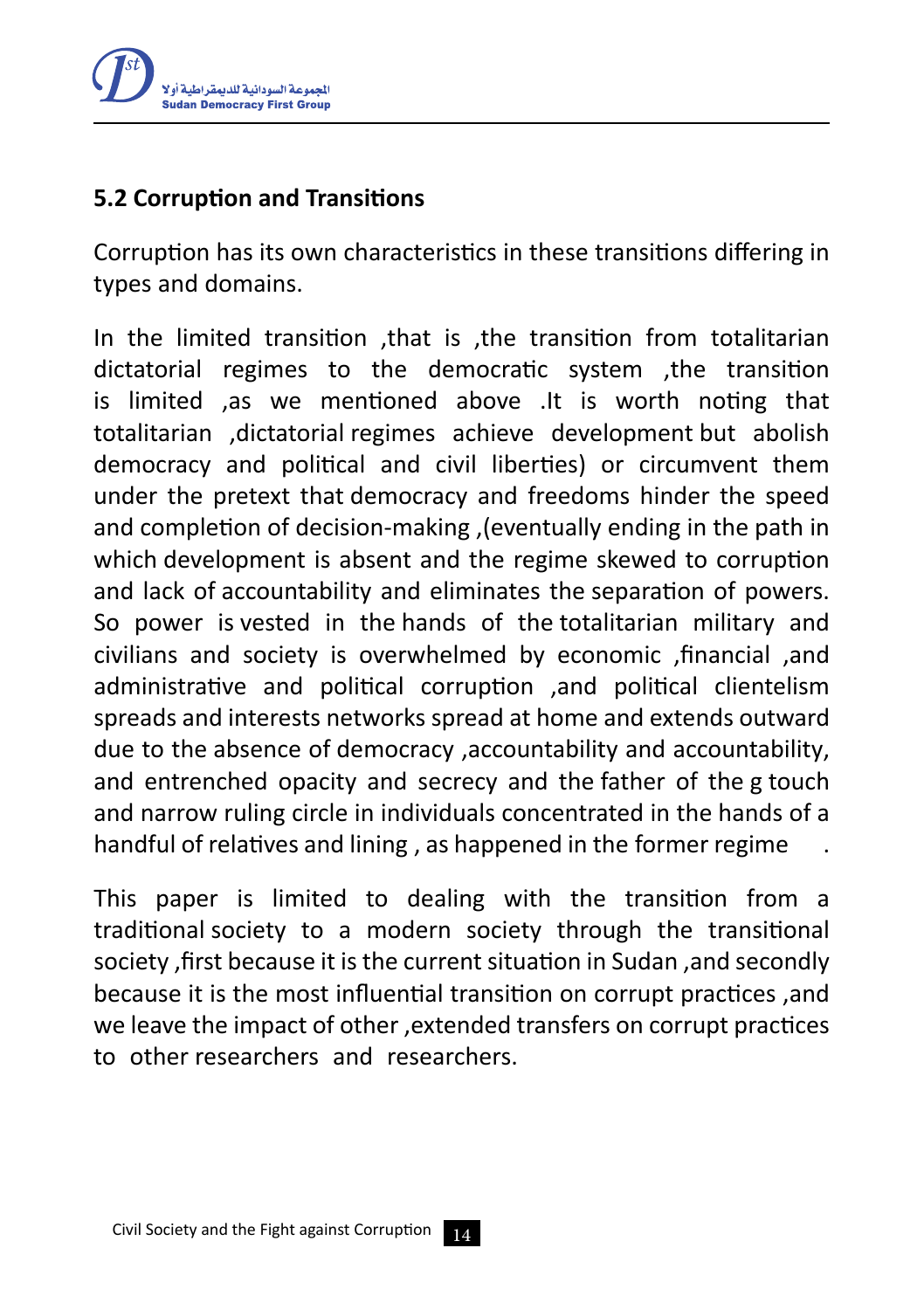## 5.2 Corruption and Transitions

Corruption has its own characteristics in these transitions differing in types and domains.

In the limited transition ,that is ,the transition from totalitarian dictatorial regimes to the democratic system ,the transition is limited ,as we mentioned above .It is worth noting that totalitarian ,dictatorial regimes achieve development but abolish democracy and political and civil liberties) or circumvent them under the pretext that democracy and freedoms hinder the speed and completion of decision-making ,(eventually ending in the path in which development is absent and the regime skewed to corruption and lack of accountability and eliminates the separation of powers. So power is vested in the hands of the totalitarian military and civilians and society is overwhelmed by economic ,financial ,and administrative and political corruption ,and political clientelism spreads and interests networks spread at home and extends outward due to the absence of democracy ,accountability and accountability, and entrenched opacity and secrecy and the father of the g touch and narrow ruling circle in individuals concentrated in the hands of a handful of relatives and lining , as happened in the former regime .

This paper is limited to dealing with the transition from a traditional society to a modern society through the transitional society ,first because it is the current situation in Sudan ,and secondly because it is the most influential transition on corrupt practices ,and we leave the impact of other ,extended transfers on corrupt practices to other researchers and researchers.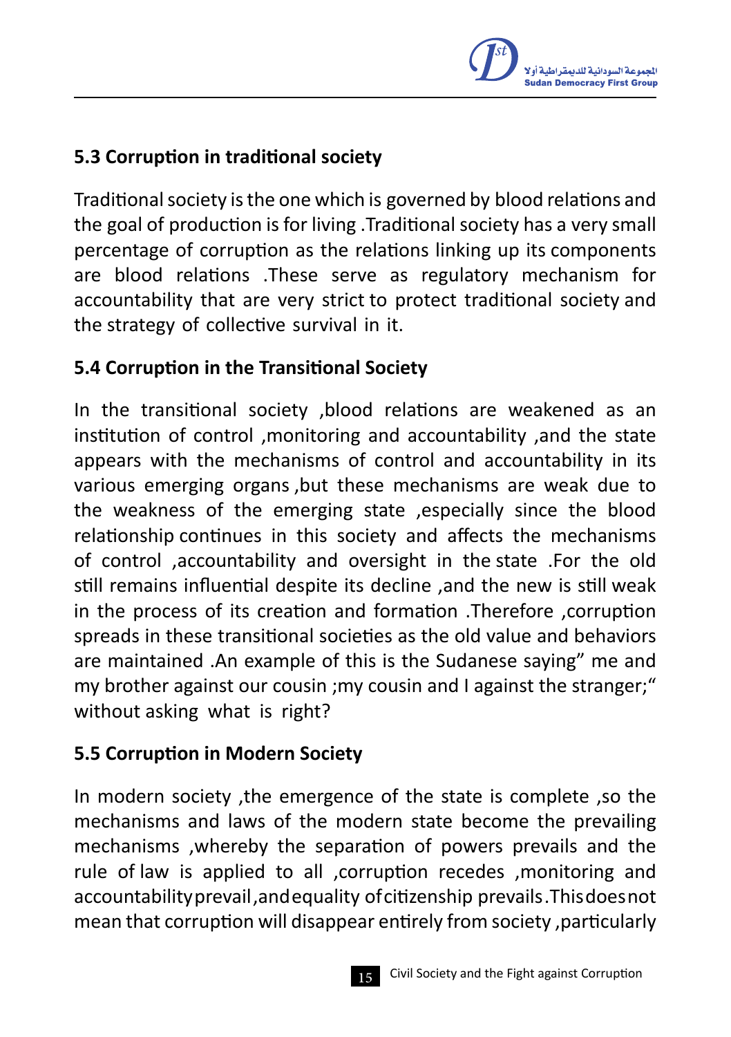### 5.3 Corruption in traditional society

Traditional society is the one which is governed by blood relations and the goal of production is for living .Traditional society has a very small percentage of corruption as the relations linking up its components are blood relations .These serve as regulatory mechanism for accountability that are very strict to protect traditional society and the strategy of collective survival in it.

### 5.4 Corruption in the Transitional Society

In the transitional society ,blood relations are weakened as an institution of control ,monitoring and accountability ,and the state appears with the mechanisms of control and accountability in its various emerging organs ,but these mechanisms are weak due to the weakness of the emerging state ,especially since the blood relationship continues in this society and affects the mechanisms of control ,accountability and oversight in the state .For the old still remains influential despite its decline ,and the new is still weak in the process of its creation and formation .Therefore ,corruption spreads in these transitional societies as the old value and behaviors are maintained .An example of this is the Sudanese saying" me and my brother against our cousin ;my cousin and I against the stranger;" without asking what is right?

### 5.5 Corruption in Modern Society

In modern society ,the emergence of the state is complete ,so the mechanisms and laws of the modern state become the prevailing mechanisms ,whereby the separation of powers prevails and the rule of law is applied to all ,corruption recedes ,monitoring and accountability prevail ,and equality of citizenship prevails .This does not mean that corruption will disappear entirely from society ,particularly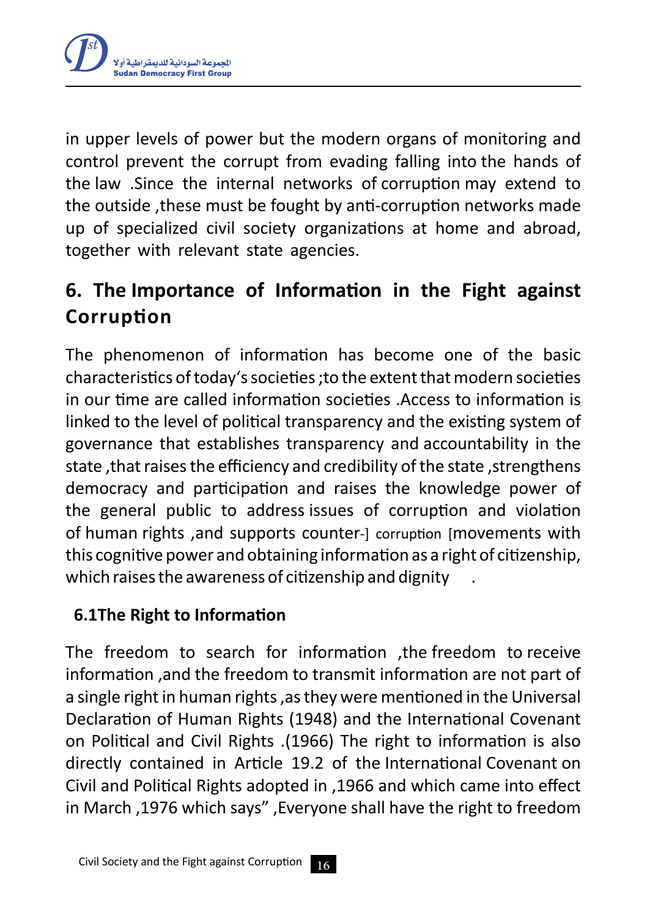in upper levels of power but the modern organs of monitoring and control prevent the corrupt from evading falling into the hands of the law .Since the internal networks of corruption may extend to the outside ,these must be fought by anti-corruption networks made up of specialized civil society organizations at home and abroad, together with relevant state agencies.

## 6. The Importance of Information in the Fight against Corruption

The phenomenon of information has become one of the basic characteristics of today's societies ;to the extent that modern societies in our time are called information societies .Access to information is linked to the level of political transparency and the existing system of governance that establishes transparency and accountability in the state ,that raises the efficiency and credibility of the state ,strengthens democracy and participation and raises the knowledge power of the general public to address issues of corruption and violation of human rights ,and supports counter-] corruption [movements with this cognitive power and obtaining information as a right of citizenship, which raises the awareness of citizenship and dignity .

### 6.1The Right to Information

The freedom to search for information ,the freedom to receive information ,and the freedom to transmit information are not part of a single right in human rights ,as they were mentioned in the Universal Declaration of Human Rights (1948) and the International Covenant on Political and Civil Rights .(1966) The right to information is also directly contained in Article 19.2 of the International Covenant on Civil and Political Rights adopted in ,1966 and which came into effect in March ,1976 which says" ,Everyone shall have the right to freedom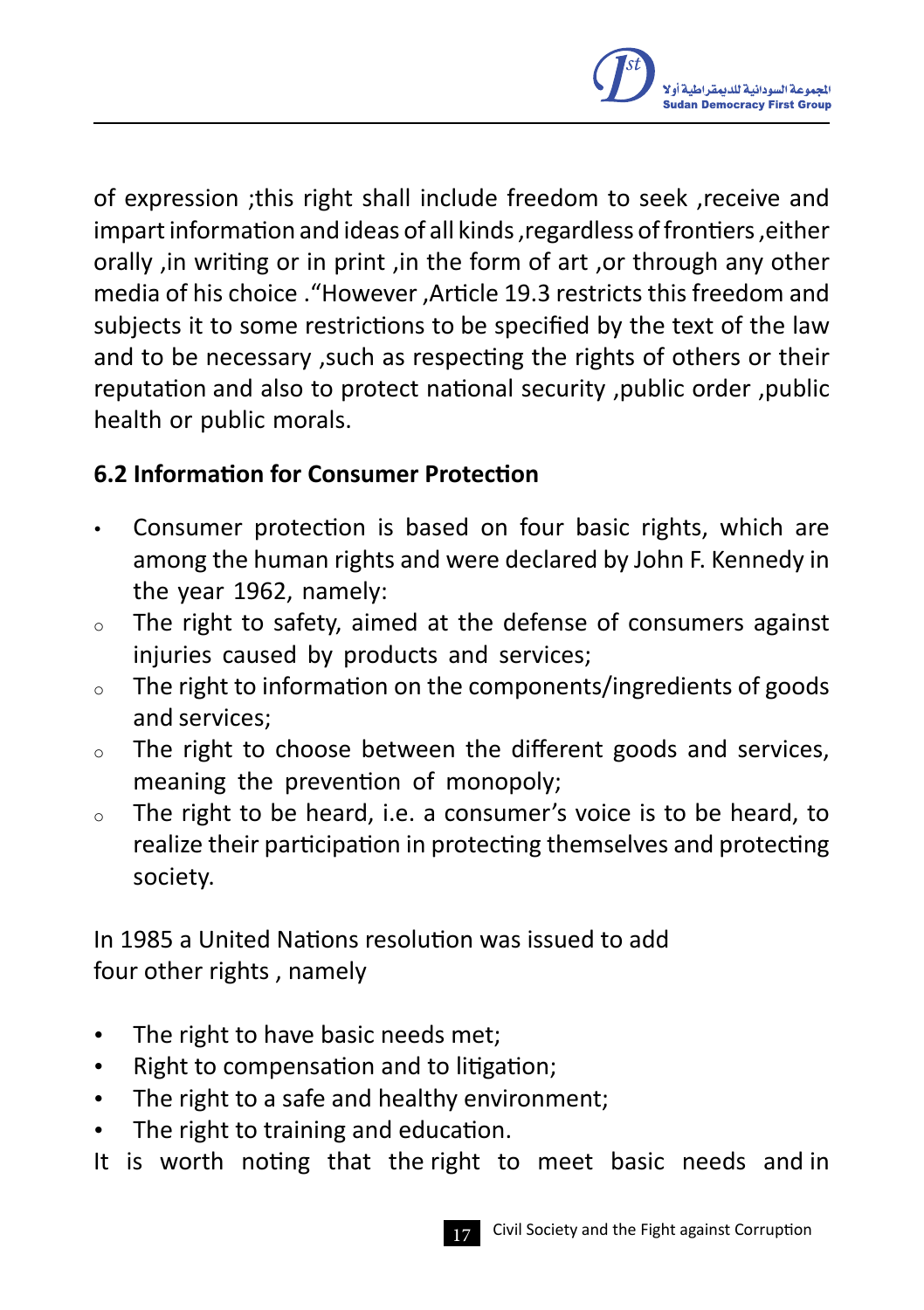of expression ;this right shall include freedom to seek ,receive and impart information and ideas of all kinds ,regardless of frontiers ,either orally ,in writing or in print ,in the form of art ,or through any other media of his choice ."However ,Article 19.3 restricts this freedom and subjects it to some restrictions to be specified by the text of the law and to be necessary ,such as respecting the rights of others or their reputation and also to protect national security ,public order ,public health or public morals.

### 6.2 Information for Consumer Protection

- Consumer protection is based on four basic rights, which are among the human rights and were declared by John F. Kennedy in the year 1962, namely:
  - The right to safety, aimed at the defense of consumers against injuries caused by products and services;
  - The right to information on the components/ingredients of goods and services;
  - The right to choose between the different goods and services, meaning the prevention of monopoly;
  - The right to be heard, i.e. a consumer's voice is to be heard, to realize their participation in protecting themselves and protecting society.

In 1985 a United Nations resolution was issued to add four other rights , namely

- The right to have basic needs met;
- Right to compensation and to litigation;
- The right to a safe and healthy environment;
- The right to training and education.

It is worth noting that the right to meet basic needs and in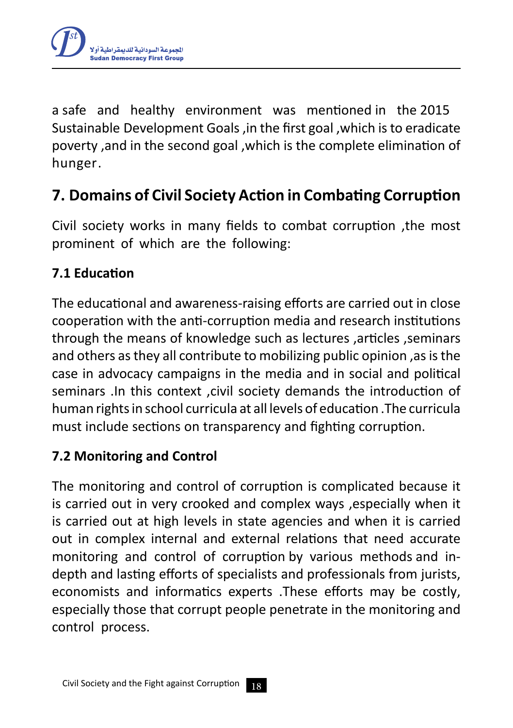a safe and healthy environment was mentioned in the 2015 Sustainable Development Goals ,in the first goal ,which is to eradicate poverty ,and in the second goal ,which is the complete elimination of hunger.

## 7. Domains of Civil Society Action in Combating Corruption

Civil society works in many fields to combat corruption ,the most prominent of which are the following:

### 7.1 Education

The educational and awareness-raising efforts are carried out in close cooperation with the anti-corruption media and research institutions through the means of knowledge such as lectures ,articles ,seminars and others as they all contribute to mobilizing public opinion ,as is the case in advocacy campaigns in the media and in social and political seminars .In this context ,civil society demands the introduction of human rights in school curricula at all levels of education .The curricula must include sections on transparency and fighting corruption.

### 7.2 Monitoring and Control

The monitoring and control of corruption is complicated because it is carried out in very crooked and complex ways ,especially when it is carried out at high levels in state agencies and when it is carried out in complex internal and external relations that need accurate monitoring and control of corruption by various methods and in-depth and lasting efforts of specialists and professionals from jurists, economists and informatics experts .These efforts may be costly, especially those that corrupt people penetrate in the monitoring and control process.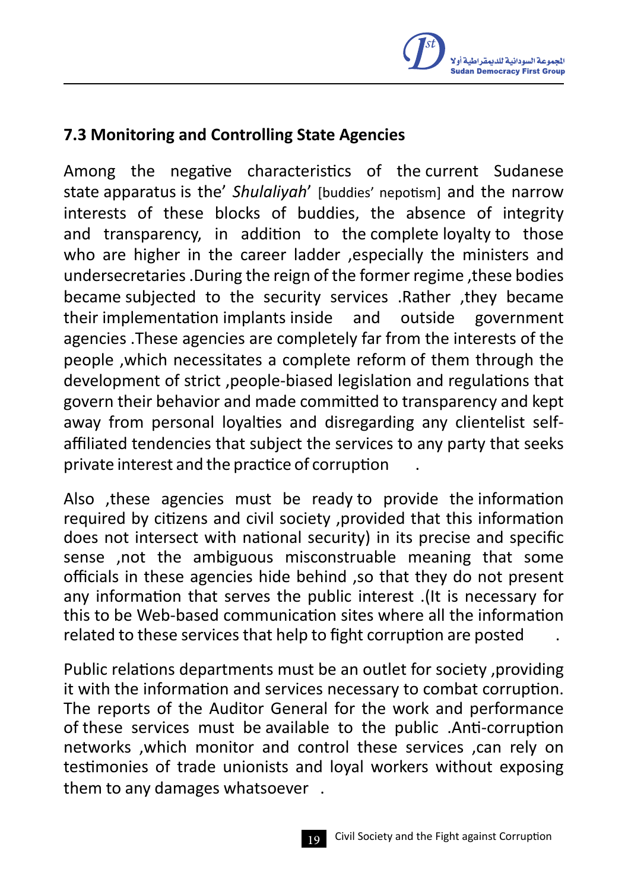### 7.3 Monitoring and Controlling State Agencies

Among the negative characteristics of the current Sudanese state apparatus is the' *Shulaliyah*' [buddies' nepotism] and the narrow interests of these blocks of buddies, the absence of integrity and transparency, in addition to the complete loyalty to those who are higher in the career ladder ,especially the ministers and undersecretaries .During the reign of the former regime ,these bodies became subjected to the security services .Rather ,they became their implementation implants inside and outside government agencies .These agencies are completely far from the interests of the people ,which necessitates a complete reform of them through the development of strict ,people-biased legislation and regulations that govern their behavior and made committed to transparency and kept away from personal loyalties and disregarding any clientelist self-affiliated tendencies that subject the services to any party that seeks private interest and the practice of corruption .

Also ,these agencies must be ready to provide the information required by citizens and civil society ,provided that this information does not intersect with national security) in its precise and specific sense ,not the ambiguous misconstruable meaning that some officials in these agencies hide behind ,so that they do not present any information that serves the public interest .(It is necessary for this to be Web-based communication sites where all the information related to these services that help to fight corruption are posted .

Public relations departments must be an outlet for society ,providing it with the information and services necessary to combat corruption. The reports of the Auditor General for the work and performance of these services must be available to the public .Anti-corruption networks ,which monitor and control these services ,can rely on testimonies of trade unionists and loyal workers without exposing them to any damages whatsoever .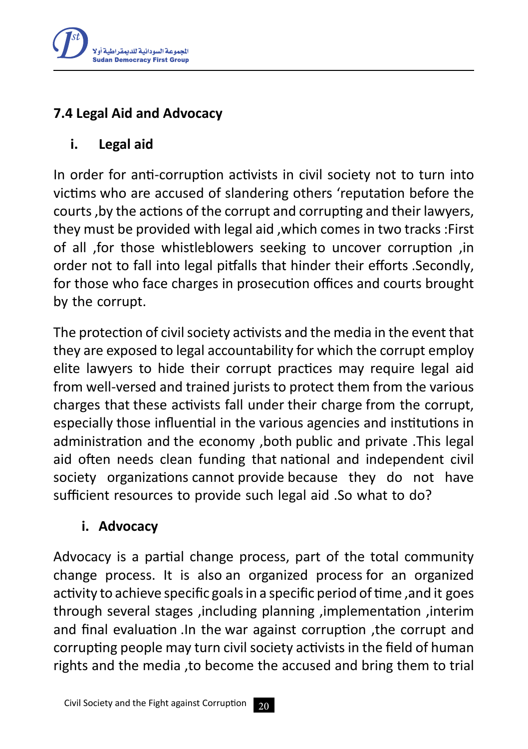## 7.4 Legal Aid and Advocacy

### i. Legal aid

In order for anti-corruption activists in civil society not to turn into victims who are accused of slandering others 'reputation before the courts ,by the actions of the corrupt and corrupting and their lawyers, they must be provided with legal aid ,which comes in two tracks :First of all ,for those whistleblowers seeking to uncover corruption ,in order not to fall into legal pitfalls that hinder their efforts .Secondly, for those who face charges in prosecution offices and courts brought by the corrupt.

The protection of civil society activists and the media in the event that they are exposed to legal accountability for which the corrupt employ elite lawyers to hide their corrupt practices may require legal aid from well-versed and trained jurists to protect them from the various charges that these activists fall under their charge from the corrupt, especially those influential in the various agencies and institutions in administration and the economy ,both public and private .This legal aid often needs clean funding that national and independent civil society organizations cannot provide because they do not have sufficient resources to provide such legal aid .So what to do?

### i. Advocacy

Advocacy is a partial change process, part of the total community change process. It is also an organized process for an organized activity to achieve specific goals in a specific period of time ,and it goes through several stages ,including planning ,implementation ,interim and final evaluation .In the war against corruption ,the corrupt and corrupting people may turn civil society activists in the field of human rights and the media ,to become the accused and bring them to trial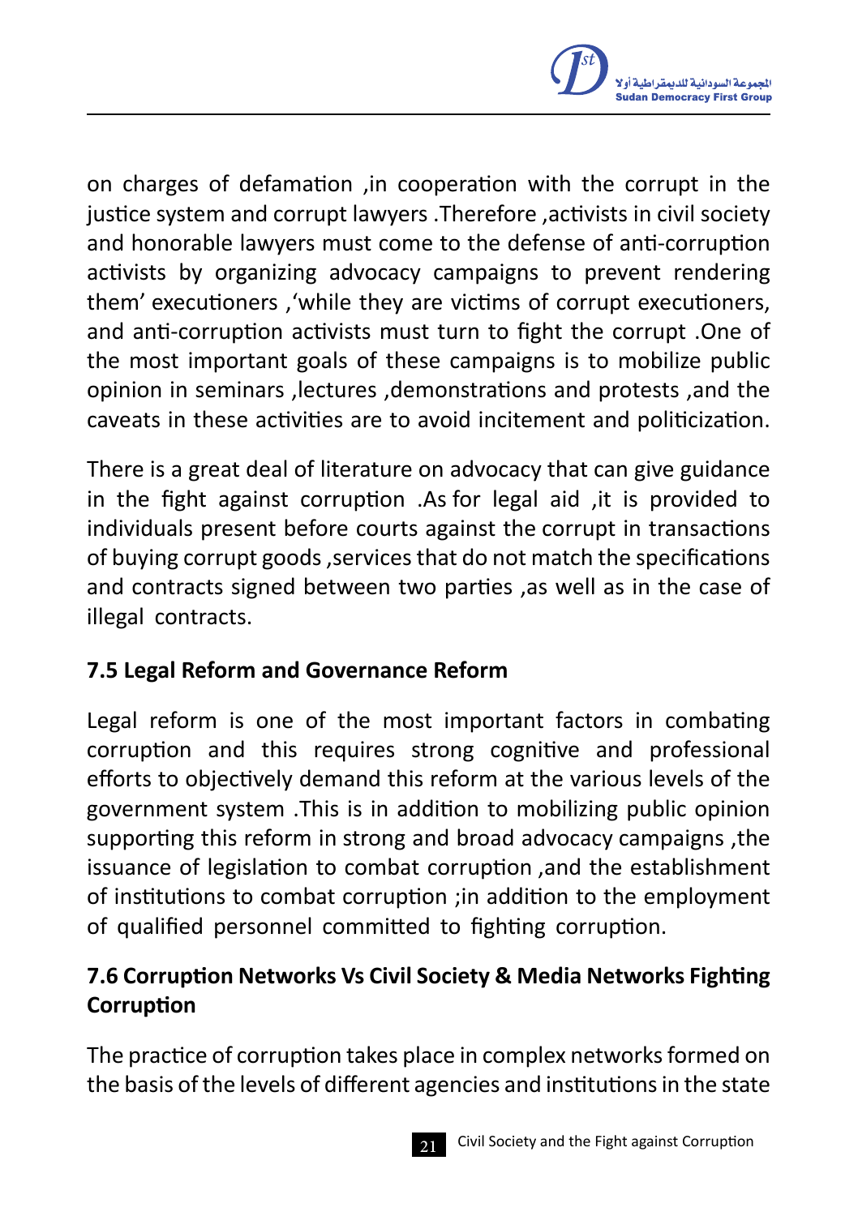on charges of defamation ,in cooperation with the corrupt in the justice system and corrupt lawyers .Therefore ,activists in civil society and honorable lawyers must come to the defense of anti-corruption activists by organizing advocacy campaigns to prevent rendering them' executioners ,'while they are victims of corrupt executioners, and anti-corruption activists must turn to fight the corrupt .One of the most important goals of these campaigns is to mobilize public opinion in seminars ,lectures ,demonstrations and protests ,and the caveats in these activities are to avoid incitement and politicization.

There is a great deal of literature on advocacy that can give guidance in the fight against corruption .As for legal aid ,it is provided to individuals present before courts against the corrupt in transactions of buying corrupt goods ,services that do not match the specifications and contracts signed between two parties ,as well as in the case of illegal contracts.

### 7.5 Legal Reform and Governance Reform

Legal reform is one of the most important factors in combating corruption and this requires strong cognitive and professional efforts to objectively demand this reform at the various levels of the government system .This is in addition to mobilizing public opinion supporting this reform in strong and broad advocacy campaigns ,the issuance of legislation to combat corruption ,and the establishment of institutions to combat corruption ;in addition to the employment of qualified personnel committed to fighting corruption.

### 7.6 Corruption Networks Vs Civil Society & Media Networks Fighting Corruption

The practice of corruption takes place in complex networks formed on the basis of the levels of different agencies and institutions in the state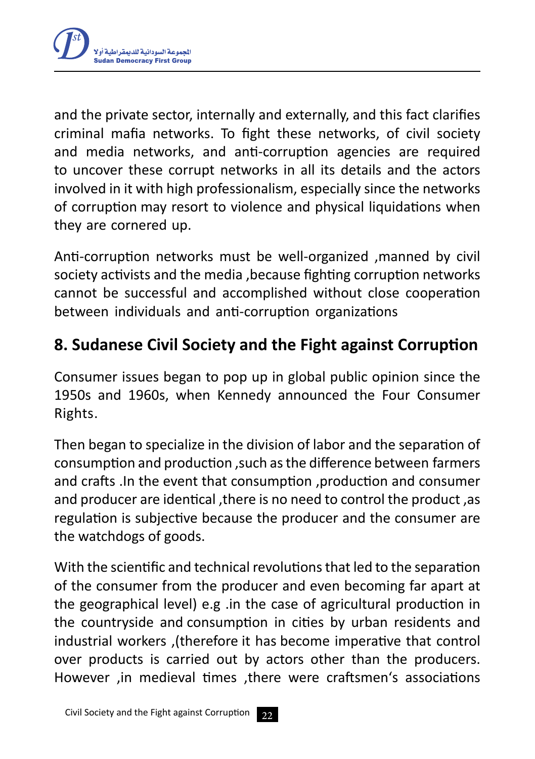and the private sector, internally and externally, and this fact clarifies criminal mafia networks. To fight these networks, of civil society and media networks, and anti-corruption agencies are required to uncover these corrupt networks in all its details and the actors involved in it with high professionalism, especially since the networks of corruption may resort to violence and physical liquidations when they are cornered up.

Anti-corruption networks must be well-organized ,manned by civil society activists and the media ,because fighting corruption networks cannot be successful and accomplished without close cooperation between individuals and anti-corruption organizations

## 8. Sudanese Civil Society and the Fight against Corruption

Consumer issues began to pop up in global public opinion since the 1950s and 1960s, when Kennedy announced the Four Consumer Rights.

Then began to specialize in the division of labor and the separation of consumption and production ,such as the difference between farmers and crafts .In the event that consumption ,production and consumer and producer are identical ,there is no need to control the product ,as regulation is subjective because the producer and the consumer are the watchdogs of goods.

With the scientific and technical revolutions that led to the separation of the consumer from the producer and even becoming far apart at the geographical level) e.g .in the case of agricultural production in the countryside and consumption in cities by urban residents and industrial workers ,(therefore it has become imperative that control over products is carried out by actors other than the producers. However ,in medieval times ,there were craftsmen's associations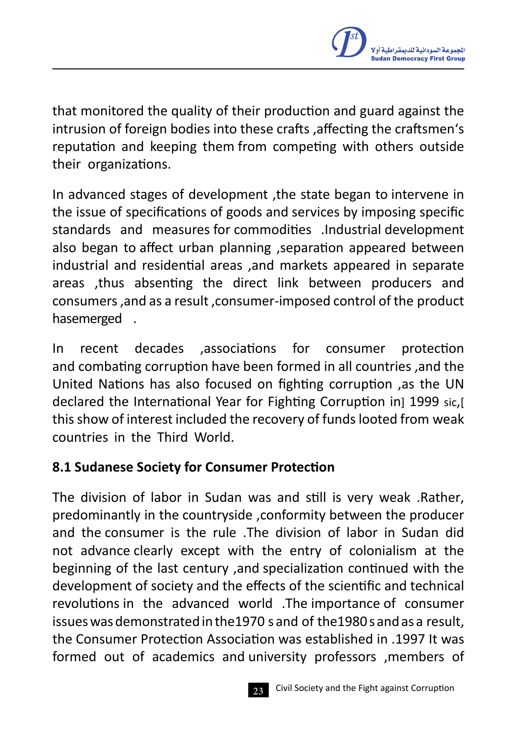that monitored the quality of their production and guard against the intrusion of foreign bodies into these crafts ,affecting the craftsmen's reputation and keeping them from competing with others outside their organizations.

In advanced stages of development ,the state began to intervene in the issue of specifications of goods and services by imposing specific standards and measures for commodities .Industrial development also began to affect urban planning ,separation appeared between industrial and residential areas ,and markets appeared in separate areas ,thus absenting the direct link between producers and consumers ,and as a result ,consumer-imposed control of the product hasemerged .

In recent decades ,associations for consumer protection and combating corruption have been formed in all countries ,and the United Nations has also focused on fighting corruption ,as the UN declared the International Year for Fighting Corruption in] 1999 sic,[ this show of interest included the recovery of funds looted from weak countries in the Third World.

**8.1 Sudanese Society for Consumer Protection**

The division of labor in Sudan was and still is very weak .Rather, predominantly in the countryside ,conformity between the producer and the consumer is the rule .The division of labor in Sudan did not advance clearly except with the entry of colonialism at the beginning of the last century ,and specialization continued with the development of society and the effects of the scientific and technical revolutions in the advanced world .The importance of consumer issues was demonstrated in the1970 s and of the1980 s and as a result, the Consumer Protection Association was established in .1997 It was formed out of academics and university professors ,members of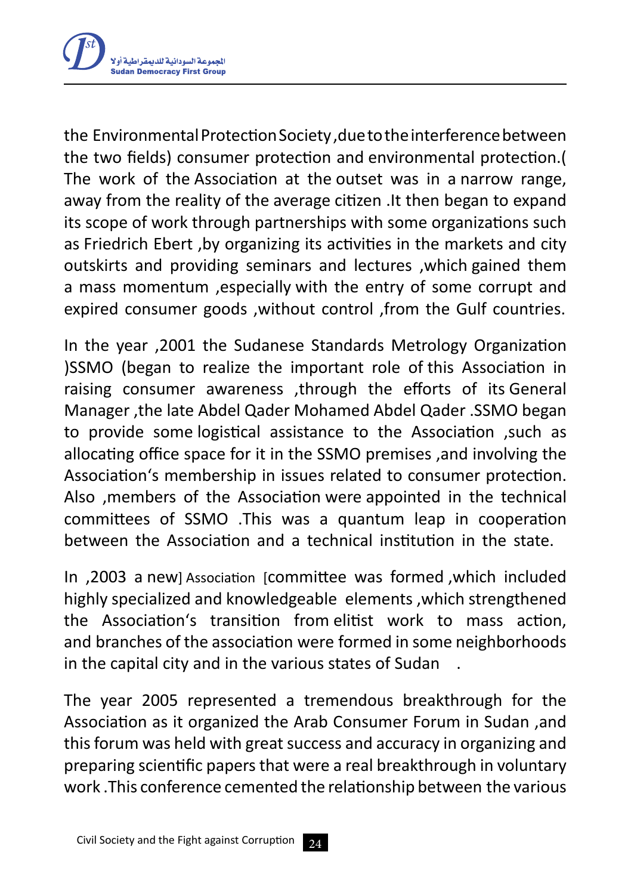the Environmental Protection Society ,due to the interference between the two fields) consumer protection and environmental protection.( The work of the Association at the outset was in a narrow range, away from the reality of the average citizen .It then began to expand its scope of work through partnerships with some organizations such as Friedrich Ebert ,by organizing its activities in the markets and city outskirts and providing seminars and lectures ,which gained them a mass momentum ,especially with the entry of some corrupt and expired consumer goods ,without control ,from the Gulf countries.

In the year ,2001 the Sudanese Standards Metrology Organization )SSMO (began to realize the important role of this Association in raising consumer awareness ,through the efforts of its General Manager ,the late Abdel Qader Mohamed Abdel Qader .SSMO began to provide some logistical assistance to the Association ,such as allocating office space for it in the SSMO premises ,and involving the Association's membership in issues related to consumer protection. Also ,members of the Association were appointed in the technical committees of SSMO .This was a quantum leap in cooperation between the Association and a technical institution in the state.

In ,2003 a new] Association [committee was formed ,which included highly specialized and knowledgeable elements ,which strengthened the Association's transition from elitist work to mass action, and branches of the association were formed in some neighborhoods in the capital city and in the various states of Sudan .

The year 2005 represented a tremendous breakthrough for the Association as it organized the Arab Consumer Forum in Sudan ,and this forum was held with great success and accuracy in organizing and preparing scientific papers that were a real breakthrough in voluntary work .This conference cemented the relationship between the various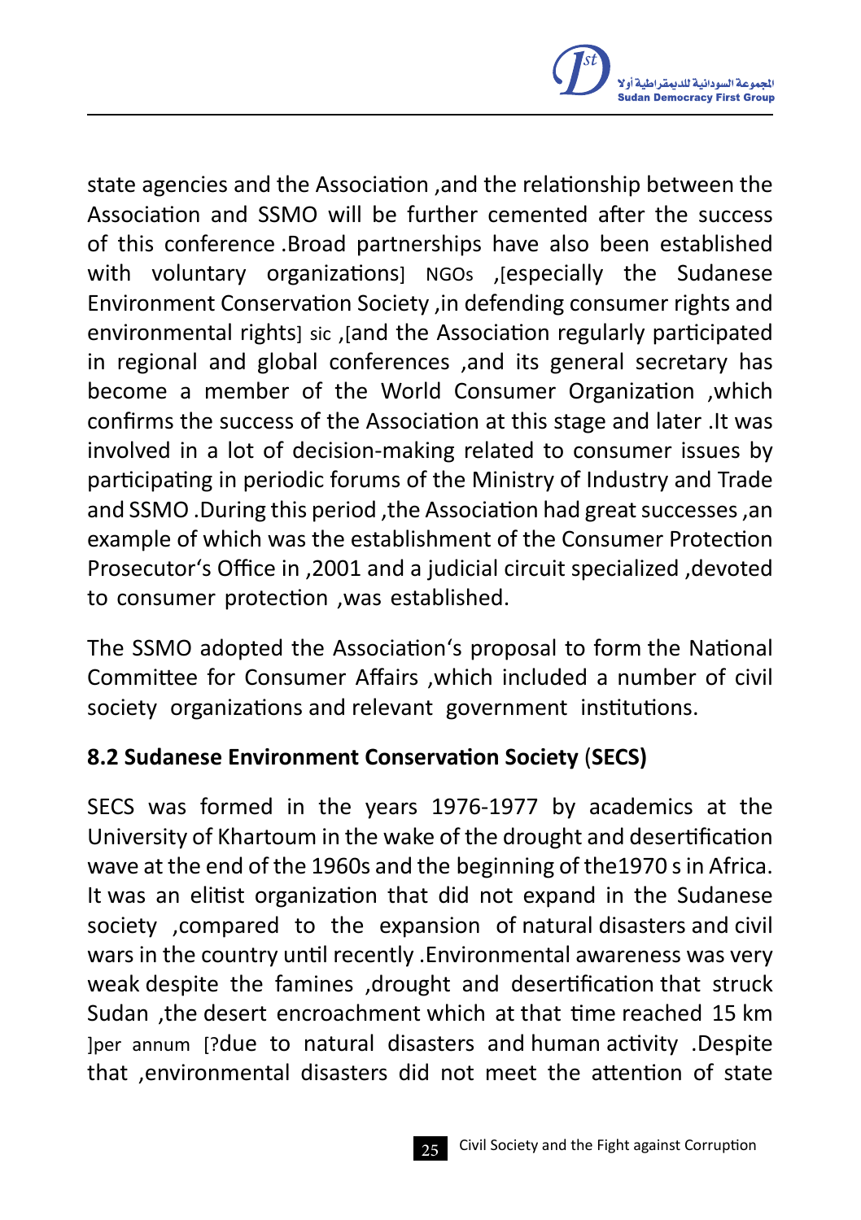state agencies and the Association ,and the relationship between the Association and SSMO will be further cemented after the success of this conference .Broad partnerships have also been established with voluntary organizations] NGOs ,[especially the Sudanese Environment Conservation Society ,in defending consumer rights and environmental rights] sic ,[and the Association regularly participated in regional and global conferences ,and its general secretary has become a member of the World Consumer Organization ,which confirms the success of the Association at this stage and later .It was involved in a lot of decision-making related to consumer issues by participating in periodic forums of the Ministry of Industry and Trade and SSMO .During this period ,the Association had great successes ,an example of which was the establishment of the Consumer Protection Prosecutor's Office in ,2001 and a judicial circuit specialized ,devoted to consumer protection ,was established.

The SSMO adopted the Association's proposal to form the National Committee for Consumer Affairs ,which included a number of civil society organizations and relevant government institutions.

## 8.2 Sudanese Environment Conservation Society (SECS)

SECS was formed in the years 1976-1977 by academics at the University of Khartoum in the wake of the drought and desertification wave at the end of the 1960s and the beginning of the1970 s in Africa. It was an elitist organization that did not expand in the Sudanese society ,compared to the expansion of natural disasters and civil wars in the country until recently .Environmental awareness was very weak despite the famines ,drought and desertification that struck Sudan ,the desert encroachment which at that time reached 15 km ]per annum [?due to natural disasters and human activity .Despite that ,environmental disasters did not meet the attention of state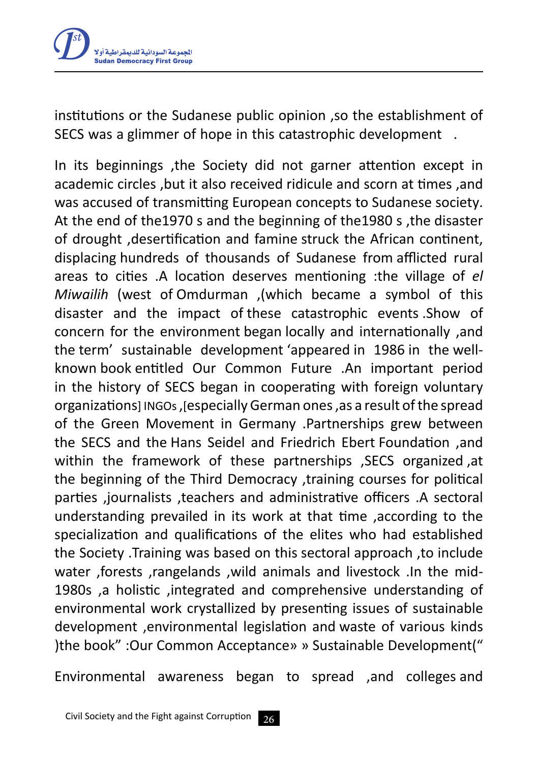institutions or the Sudanese public opinion ,so the establishment of SECS was a glimmer of hope in this catastrophic development .

In its beginnings ,the Society did not garner attention except in academic circles ,but it also received ridicule and scorn at times ,and was accused of transmitting European concepts to Sudanese society. At the end of the1970 s and the beginning of the1980 s ,the disaster of drought ,desertification and famine struck the African continent, displacing hundreds of thousands of Sudanese from afflicted rural areas to cities .A location deserves mentioning :the village of *el Miwailih* (west of Omdurman ,(which became a symbol of this disaster and the impact of these catastrophic events .Show of concern for the environment began locally and internationally ,and the term' sustainable development 'appeared in 1986 in the well-known book entitled Our Common Future .An important period in the history of SECS began in cooperating with foreign voluntary organizations] INGOs ,[especially German ones ,as a result of the spread of the Green Movement in Germany .Partnerships grew between the SECS and the Hans Seidel and Friedrich Ebert Foundation ,and within the framework of these partnerships ,SECS organized ,at the beginning of the Third Democracy ,training courses for political parties ,journalists ,teachers and administrative officers .A sectoral understanding prevailed in its work at that time ,according to the specialization and qualifications of the elites who had established the Society .Training was based on this sectoral approach ,to include water ,forests ,rangelands ,wild animals and livestock .In the mid-1980s ,a holistic ,integrated and comprehensive understanding of environmental work crystallized by presenting issues of sustainable development ,environmental legislation and waste of various kinds )the book" :Our Common Acceptance» » Sustainable Development("

Environmental awareness began to spread ,and colleges and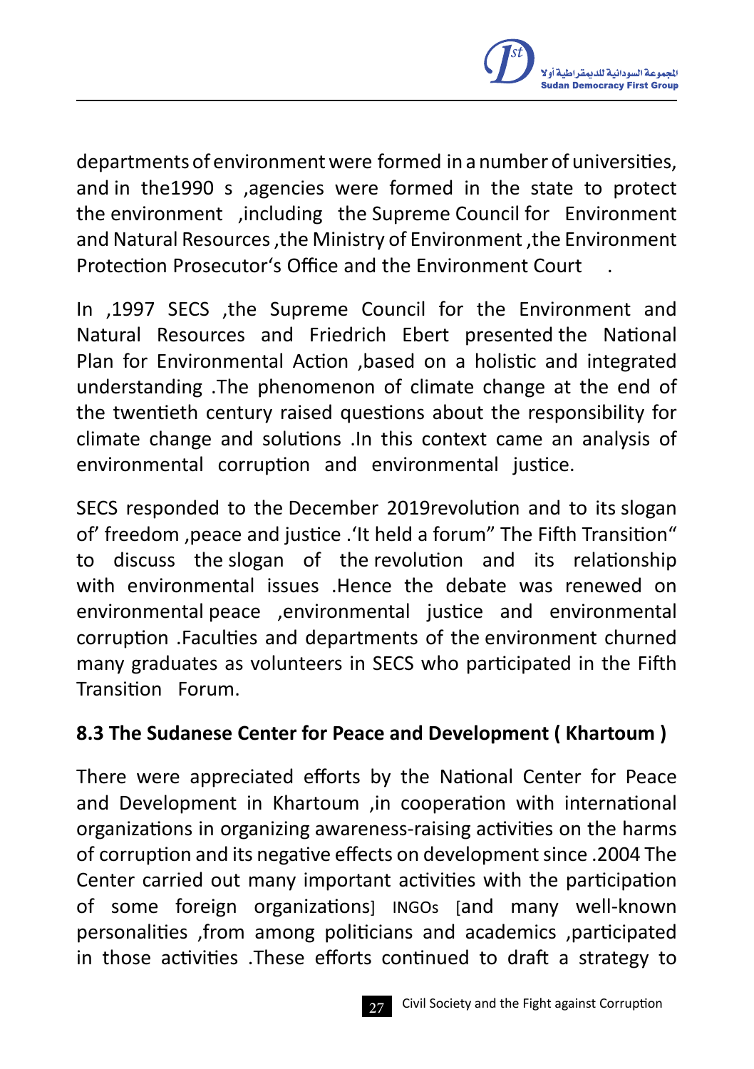departments of environment were formed in a number of universities, and in the1990 s ,agencies were formed in the state to protect the environment ,including the Supreme Council for Environment and Natural Resources ,the Ministry of Environment ,the Environment Protection Prosecutor's Office and the Environment Court .

In ,1997 SECS ,the Supreme Council for the Environment and Natural Resources and Friedrich Ebert presented the National Plan for Environmental Action ,based on a holistic and integrated understanding .The phenomenon of climate change at the end of the twentieth century raised questions about the responsibility for climate change and solutions .In this context came an analysis of environmental corruption and environmental justice.

SECS responded to the December 2019revolution and to its slogan of' freedom ,peace and justice .'It held a forum" The Fifth Transition" to discuss the slogan of the revolution and its relationship with environmental issues .Hence the debate was renewed on environmental peace ,environmental justice and environmental corruption .Faculties and departments of the environment churned many graduates as volunteers in SECS who participated in the Fifth Transition Forum.

**8.3 The Sudanese Center for Peace and Development ( Khartoum )**

There were appreciated efforts by the National Center for Peace and Development in Khartoum ,in cooperation with international organizations in organizing awareness-raising activities on the harms of corruption and its negative effects on development since .2004 The Center carried out many important activities with the participation of some foreign organizations] INGOs [and many well-known personalities ,from among politicians and academics ,participated in those activities .These efforts continued to draft a strategy to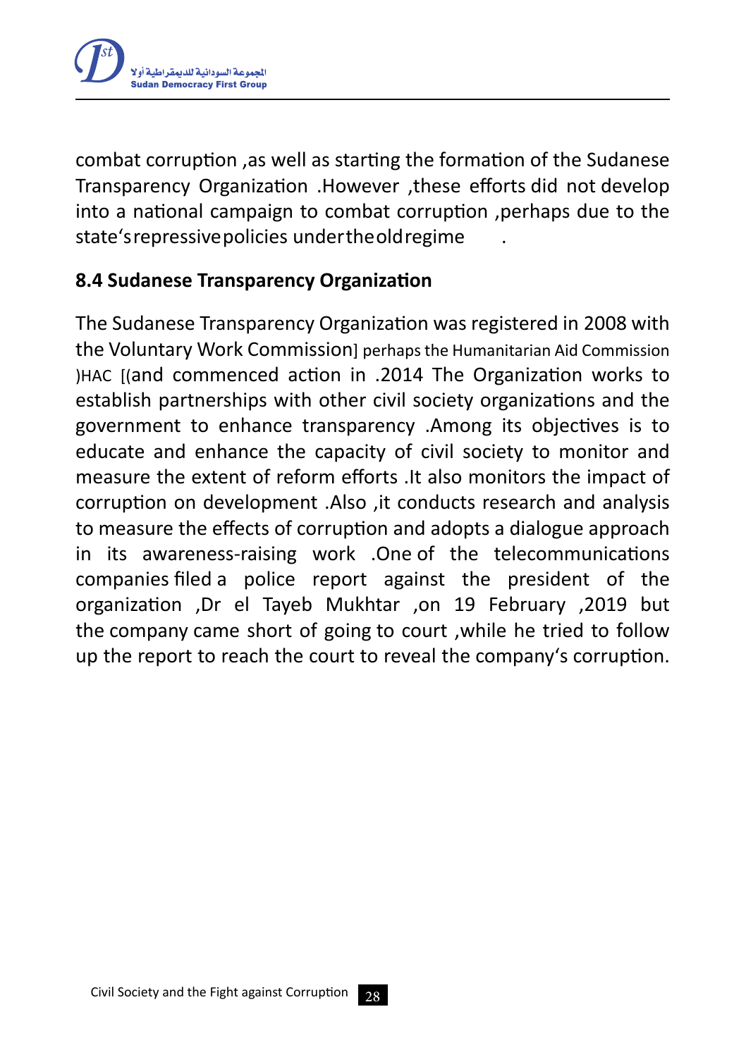combat corruption ,as well as starting the formation of the Sudanese Transparency Organization .However ,these efforts did not develop into a national campaign to combat corruption ,perhaps due to the state's repressive policies under the old regime .

### 8.4 Sudanese Transparency Organization

The Sudanese Transparency Organization was registered in 2008 with the Voluntary Work Commission] perhaps the Humanitarian Aid Commission )HAC [(and commenced action in .2014 The Organization works to establish partnerships with other civil society organizations and the government to enhance transparency .Among its objectives is to educate and enhance the capacity of civil society to monitor and measure the extent of reform efforts .It also monitors the impact of corruption on development .Also ,it conducts research and analysis to measure the effects of corruption and adopts a dialogue approach in its awareness-raising work .One of the telecommunications companies filed a police report against the president of the organization ,Dr el Tayeb Mukhtar ,on 19 February ,2019 but the company came short of going to court ,while he tried to follow up the report to reach the court to reveal the company's corruption.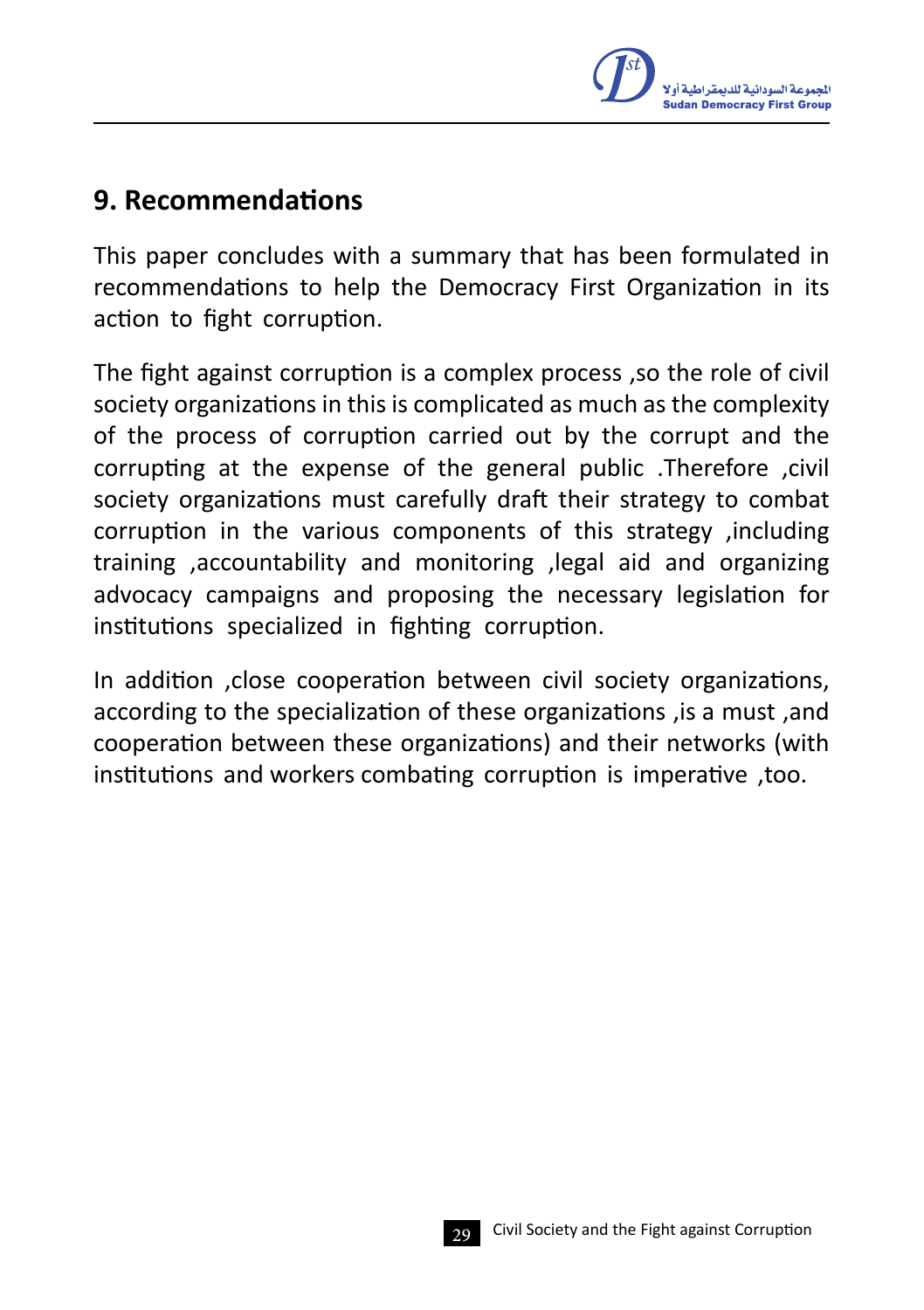## 9. Recommendations

This paper concludes with a summary that has been formulated in recommendations to help the Democracy First Organization in its action to fight corruption.

The fight against corruption is a complex process ,so the role of civil society organizations in this is complicated as much as the complexity of the process of corruption carried out by the corrupt and the corrupting at the expense of the general public .Therefore ,civil society organizations must carefully draft their strategy to combat corruption in the various components of this strategy ,including training ,accountability and monitoring ,legal aid and organizing advocacy campaigns and proposing the necessary legislation for institutions specialized in fighting corruption.

In addition ,close cooperation between civil society organizations, according to the specialization of these organizations ,is a must ,and cooperation between these organizations) and their networks (with institutions and workers combating corruption is imperative ,too.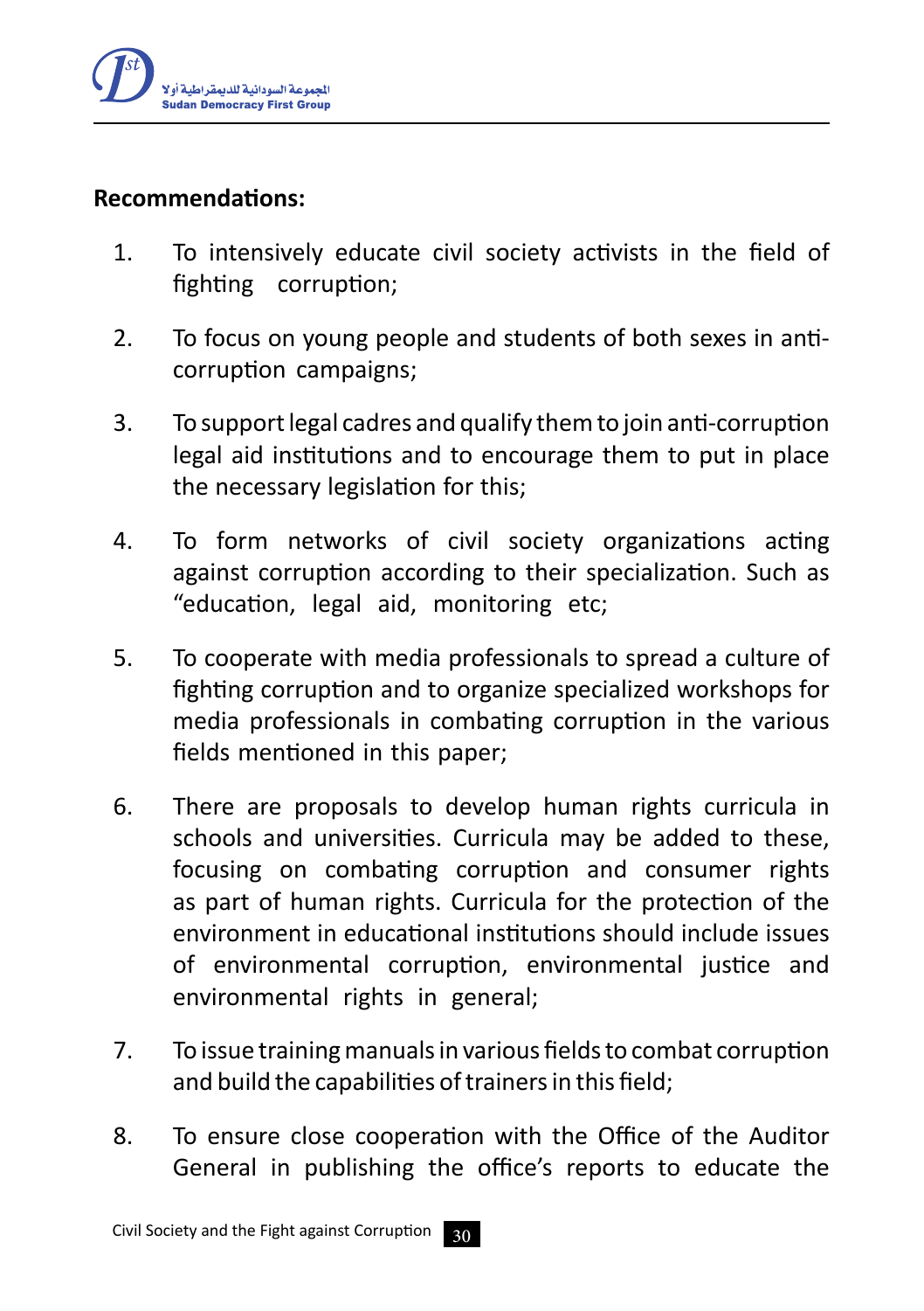**Recommendations:**

1. To intensively educate civil society activists in the field of fighting corruption;

2. To focus on young people and students of both sexes in anti-corruption campaigns;

3. To support legal cadres and qualify them to join anti-corruption legal aid institutions and to encourage them to put in place the necessary legislation for this;

4. To form networks of civil society organizations acting against corruption according to their specialization. Such as "education, legal aid, monitoring etc;

5. To cooperate with media professionals to spread a culture of fighting corruption and to organize specialized workshops for media professionals in combating corruption in the various fields mentioned in this paper;

6. There are proposals to develop human rights curricula in schools and universities. Curricula may be added to these, focusing on combating corruption and consumer rights as part of human rights. Curricula for the protection of the environment in educational institutions should include issues of environmental corruption, environmental justice and environmental rights in general;

7. To issue training manuals in various fields to combat corruption and build the capabilities of trainers in this field;

8. To ensure close cooperation with the Office of the Auditor General in publishing the office's reports to educate the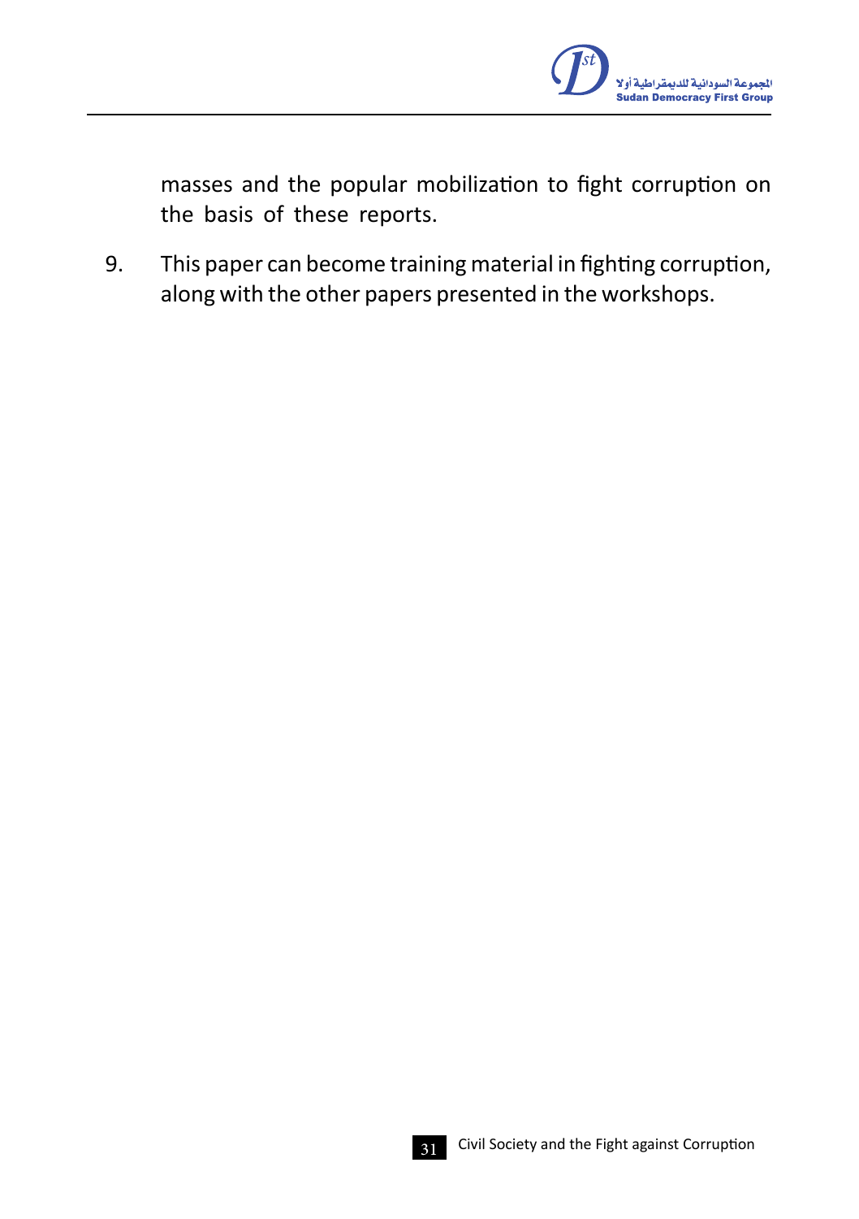masses and the popular mobilization to fight corruption on the basis of these reports.

9. This paper can become training material in fighting corruption, along with the other papers presented in the workshops.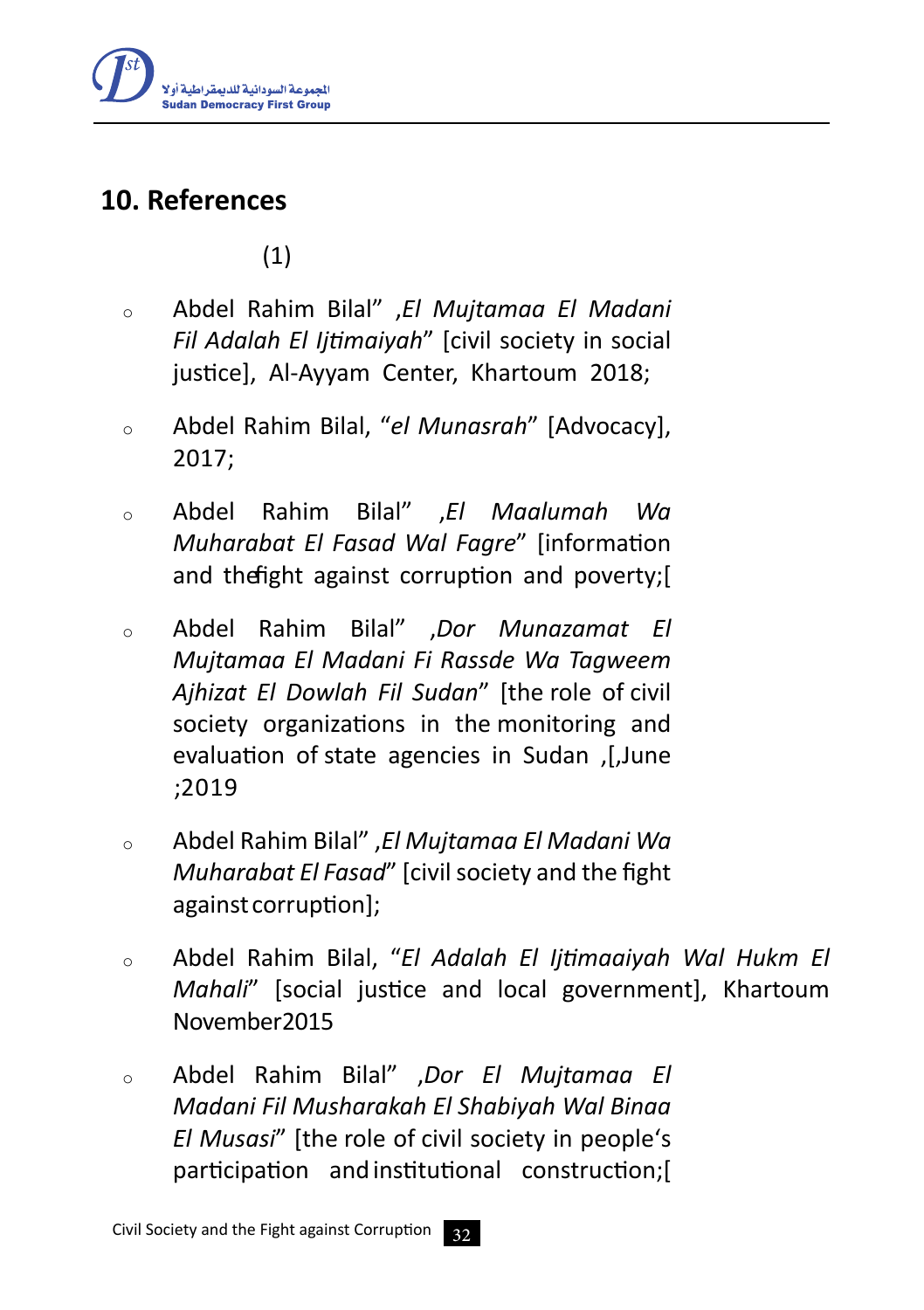## 10. References

(1)

- Abdel Rahim Bilal" ,*El Mujtamaa El Madani Fil Adalah El Ijtimaiyah*" [civil society in social justice], Al-Ayyam Center, Khartoum 2018;
- Abdel Rahim Bilal, "*el Munasrah*" [Advocacy], 2017;
- Abdel Rahim Bilal" ,*El Maalumah Wa Muharabat El Fasad Wal Fagre*" [information and thefight against corruption and poverty;[
- Abdel Rahim Bilal" ,*Dor Munazamat El Mujtamaa El Madani Fi Rassde Wa Tagweem Ajhizat El Dowlah Fil Sudan*" [the role of civil society organizations in the monitoring and evaluation of state agencies in Sudan ,[,June ;2019
- Abdel Rahim Bilal" ,*El Mujtamaa El Madani Wa Muharabat El Fasad*" [civil society and the fight against corruption];
- Abdel Rahim Bilal, "*El Adalah El Ijtimaaiyah Wal Hukm El Mahali*" [social justice and local government], Khartoum November2015
- Abdel Rahim Bilal" ,*Dor El Mujtamaa El Madani Fil Musharakah El Shabiyah Wal Binaa El Musasi*" [the role of civil society in people's participation and institutional construction;[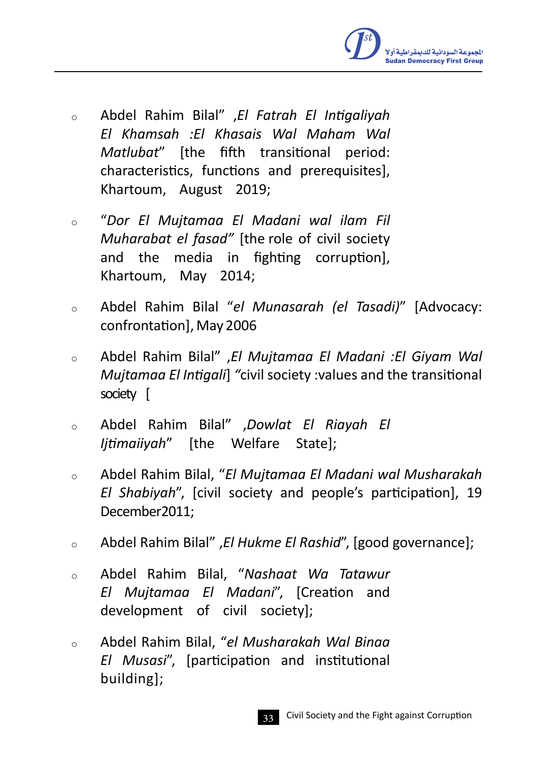- Abdel Rahim Bilal" ,*El Fatrah El Intigaliyah El Khamsah :El Khasais Wal Maham Wal Matlubat*" [the fifth transitional period: characteristics, functions and prerequisites], Khartoum, August 2019;

- "*Dor El Mujtamaa El Madani wal ilam Fil Muharabat el fasad"* [the role of civil society and the media in fighting corruption], Khartoum, May 2014;

- Abdel Rahim Bilal "*el Munasarah (el Tasadi)*" [Advocacy: confrontation], May 2006

- Abdel Rahim Bilal" ,*El Mujtamaa El Madani :El Giyam Wal Mujtamaa El Intigali*] *"*civil society :values and the transitional society [

- Abdel Rahim Bilal" ,*Dowlat El Riayah El Ijtimaiiyah*" [the Welfare State];

- Abdel Rahim Bilal, "*El Mujtamaa El Madani wal Musharakah El Shabiyah*", [civil society and people's participation], 19 December2011;

- Abdel Rahim Bilal" ,*El Hukme El Rashid*", [good governance];

- Abdel Rahim Bilal, "*Nashaat Wa Tatawur El Mujtamaa El Madani*", [Creation and development of civil society];

- Abdel Rahim Bilal, "*el Musharakah Wal Binaa El Musasi*", [participation and institutional building];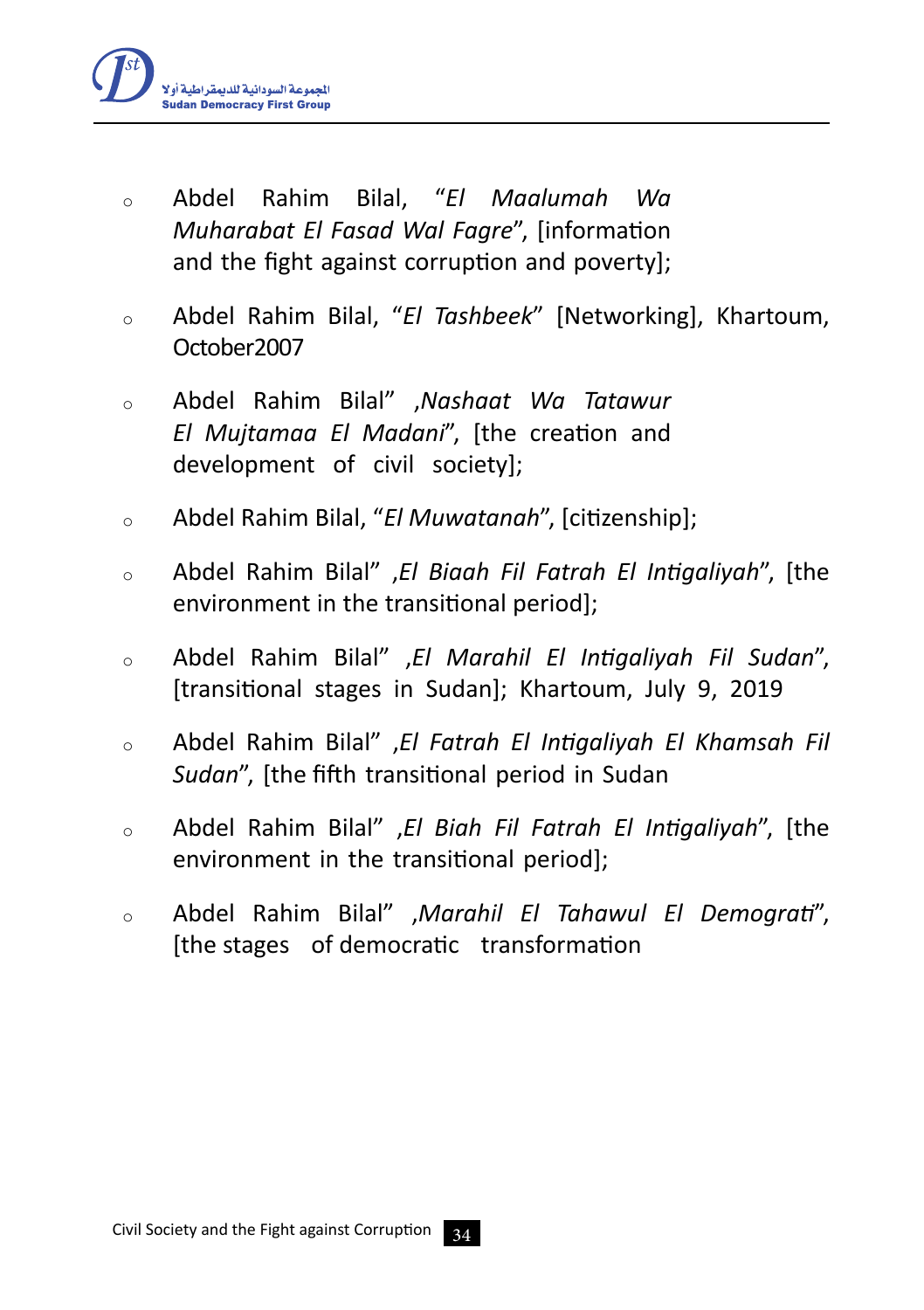- Abdel Rahim Bilal, “*El Maalumah Wa Muharabat El Fasad Wal Fagre*”, [information and the fight against corruption and poverty];
- Abdel Rahim Bilal, “*El Tashbeek*” [Networking], Khartoum, October2007
- Abdel Rahim Bilal” ,*Nashaat Wa Tatawur El Mujtamaa El Madani*”, [the creation and development of civil society];
- Abdel Rahim Bilal, “*El Muwatanah*”, [citizenship];
- Abdel Rahim Bilal” ,*El Biaah Fil Fatrah El Intigaliyah*”, [the environment in the transitional period];
- Abdel Rahim Bilal” ,*El Marahil El Intigaliyah Fil Sudan*”, [transitional stages in Sudan]; Khartoum, July 9, 2019
- Abdel Rahim Bilal” ,*El Fatrah El Intigaliyah El Khamsah Fil Sudan*”, [the fifth transitional period in Sudan
- Abdel Rahim Bilal” ,*El Biah Fil Fatrah El Intigaliyah*”, [the environment in the transitional period];
- Abdel Rahim Bilal” ,*Marahil El Tahawul El Demograti*”, [the stages of democratic transformation